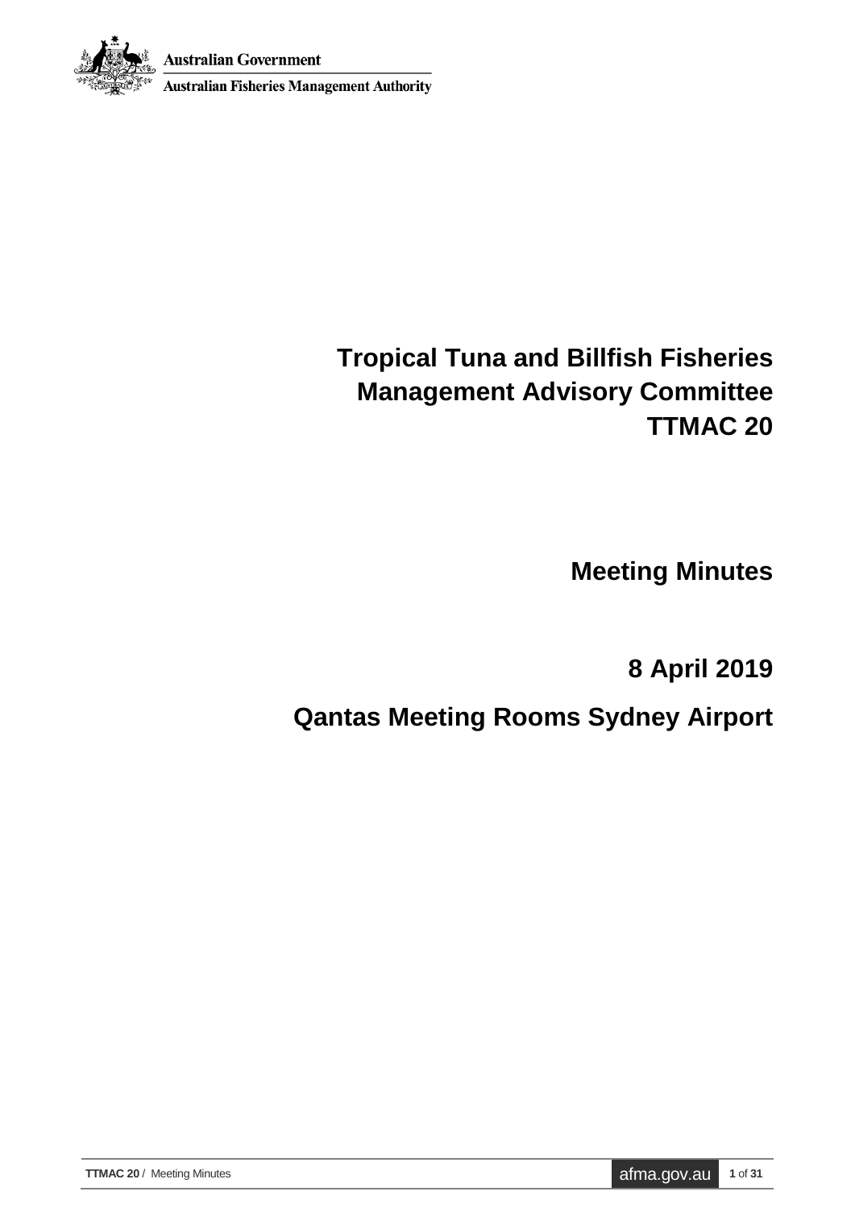Australian Government

Australian Fisheries Management Authority

# Tropical Tuna and Billfish Fisheries Management Advisory Committee TTMAC 20

## Meeting Minutes

## 8 April 2019

## Qantas Meeting Rooms Sydney Airport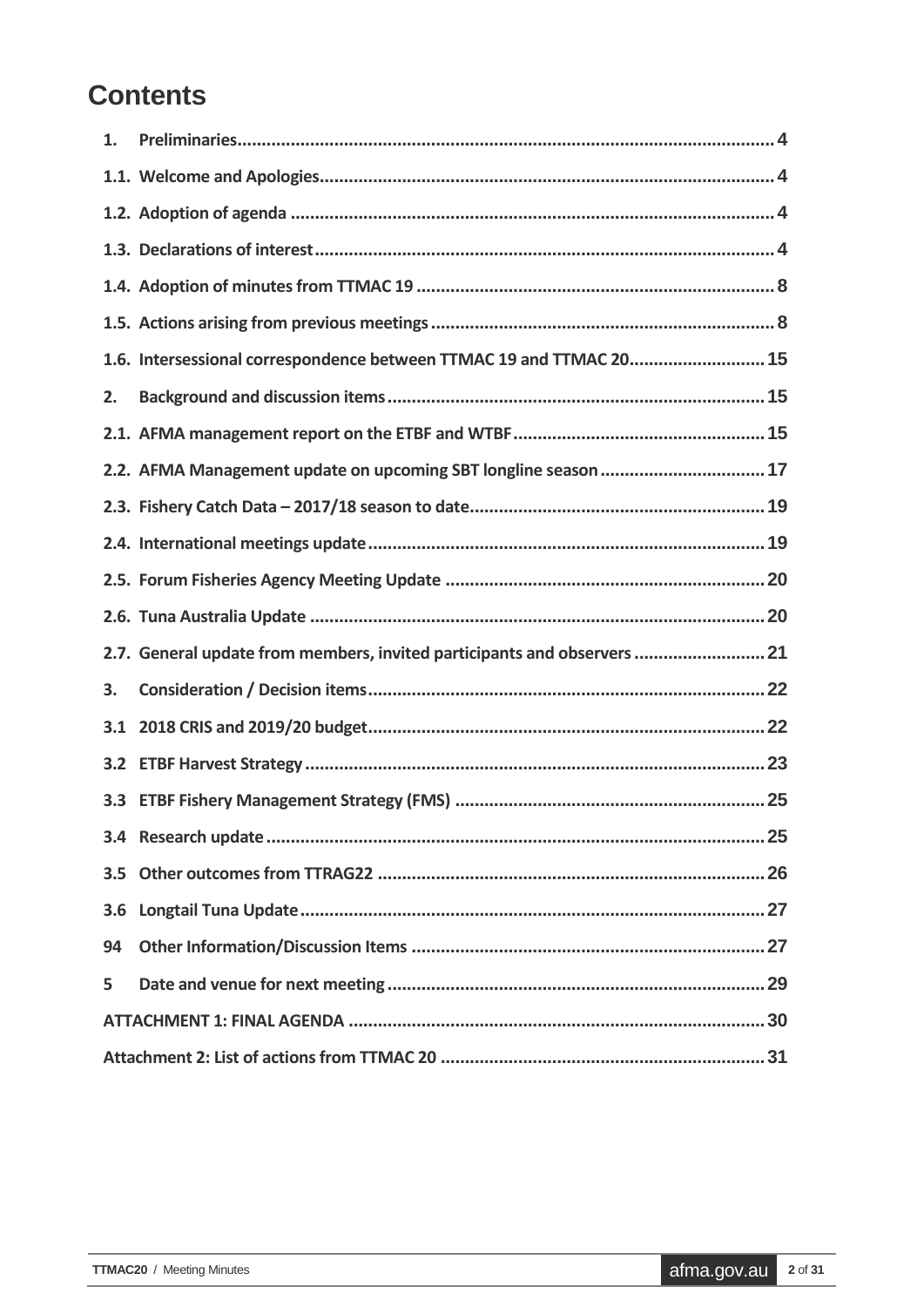# Contents

1. Preliminaries .......... 4
1.1. Welcome and Apologies .......... 4
1.2. Adoption of agenda .......... 4
1.3. Declarations of interest .......... 4
1.4. Adoption of minutes from TTMAC 19 .......... 8
1.5. Actions arising from previous meetings .......... 8
1.6. Intersessional correspondence between TTMAC 19 and TTMAC 20 .......... 15
2. Background and discussion items .......... 15
2.1. AFMA management report on the ETBF and WTBF .......... 15
2.2. AFMA Management update on upcoming SBT longline season .......... 17
2.3. Fishery Catch Data – 2017/18 season to date .......... 19
2.4. International meetings update .......... 19
2.5. Forum Fisheries Agency Meeting Update .......... 20
2.6. Tuna Australia Update .......... 20
2.7. General update from members, invited participants and observers .......... 21
3. Consideration / Decision items .......... 22
3.1 2018 CRIS and 2019/20 budget .......... 22
3.2 ETBF Harvest Strategy .......... 23
3.3 ETBF Fishery Management Strategy (FMS) .......... 25
3.4 Research update .......... 25
3.5 Other outcomes from TTRAG22 .......... 26
3.6 Longtail Tuna Update .......... 27
94 Other Information/Discussion Items .......... 27
5 Date and venue for next meeting .......... 29
ATTACHMENT 1: FINAL AGENDA .......... 30
Attachment 2: List of actions from TTMAC 20 .......... 31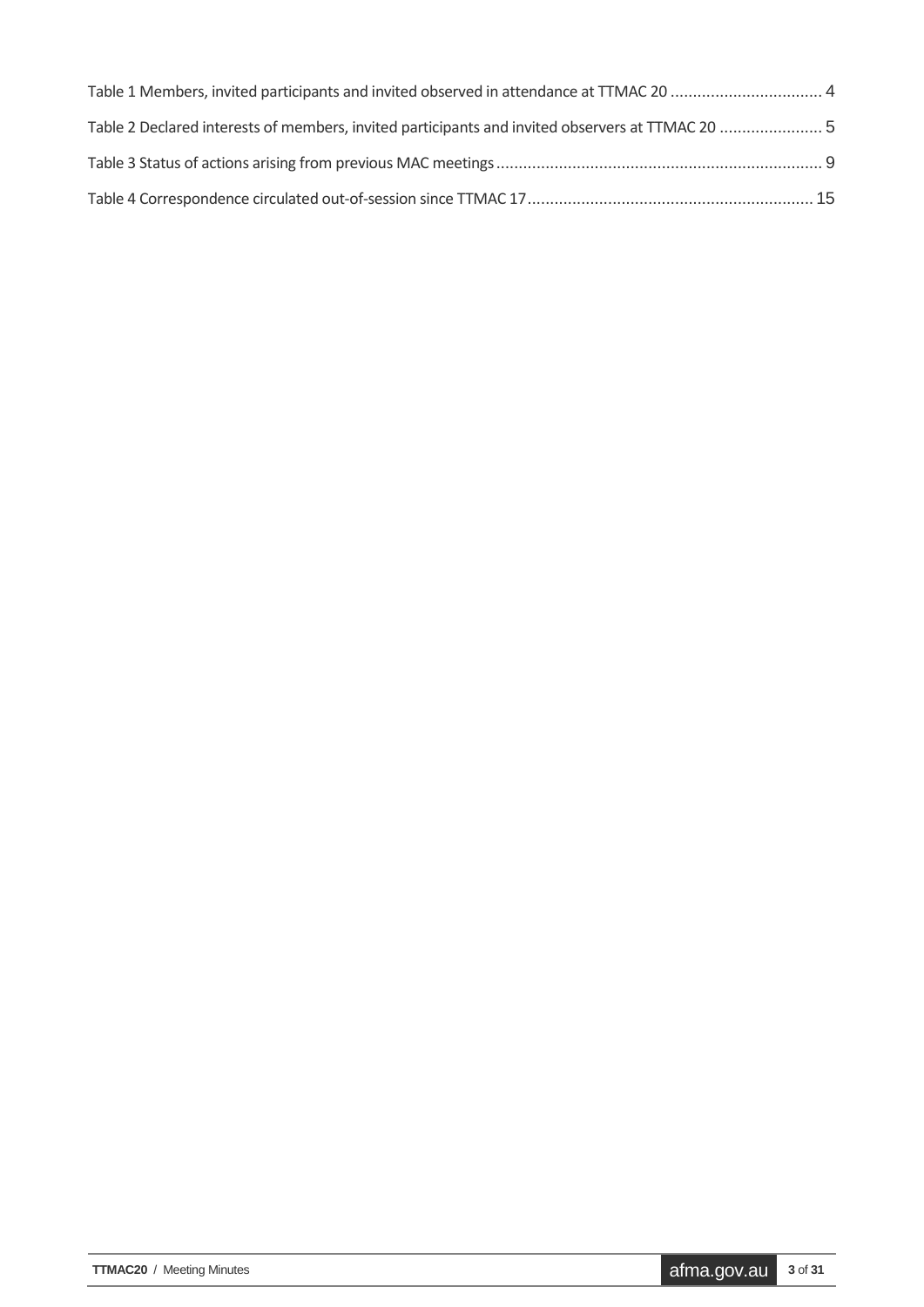Table 1 Members, invited participants and invited observed in attendance at TTMAC 20 .................................. 4

Table 2 Declared interests of members, invited participants and invited observers at TTMAC 20 ....................... 5

Table 3 Status of actions arising from previous MAC meetings ......................................................................... 9

Table 4 Correspondence circulated out-of-session since TTMAC 17 ................................................................ 15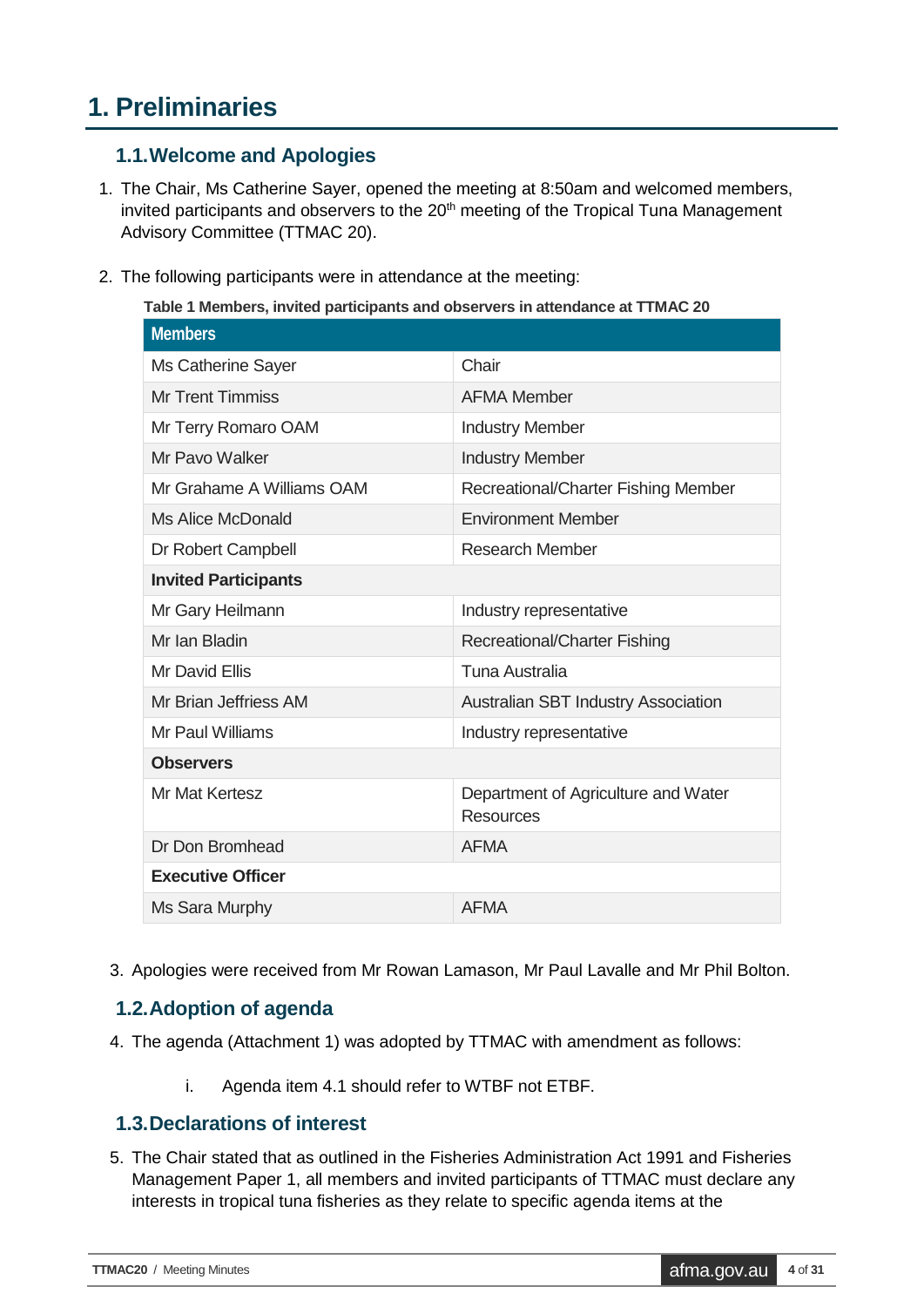# 1. Preliminaries

## 1.1. Welcome and Apologies

1. The Chair, Ms Catherine Sayer, opened the meeting at 8:50am and welcomed members, invited participants and observers to the 20th meeting of the Tropical Tuna Management Advisory Committee (TTMAC 20).

2. The following participants were in attendance at the meeting:

**Table 1 Members, invited participants and observers in attendance at TTMAC 20**

| Members | |
|---|---|
| Ms Catherine Sayer | Chair |
| Mr Trent Timmiss | AFMA Member |
| Mr Terry Romaro OAM | Industry Member |
| Mr Pavo Walker | Industry Member |
| Mr Grahame A Williams OAM | Recreational/Charter Fishing Member |
| Ms Alice McDonald | Environment Member |
| Dr Robert Campbell | Research Member |
| **Invited Participants** | |
| Mr Gary Heilmann | Industry representative |
| Mr Ian Bladin | Recreational/Charter Fishing |
| Mr David Ellis | Tuna Australia |
| Mr Brian Jeffriess AM | Australian SBT Industry Association |
| Mr Paul Williams | Industry representative |
| **Observers** | |
| Mr Mat Kertesz | Department of Agriculture and Water Resources |
| Dr Don Bromhead | AFMA |
| **Executive Officer** | |
| Ms Sara Murphy | AFMA |

3. Apologies were received from Mr Rowan Lamason, Mr Paul Lavalle and Mr Phil Bolton.

## 1.2. Adoption of agenda

4. The agenda (Attachment 1) was adopted by TTMAC with amendment as follows:

   i. Agenda item 4.1 should refer to WTBF not ETBF.

## 1.3. Declarations of interest

5. The Chair stated that as outlined in the Fisheries Administration Act 1991 and Fisheries Management Paper 1, all members and invited participants of TTMAC must declare any interests in tropical tuna fisheries as they relate to specific agenda items at the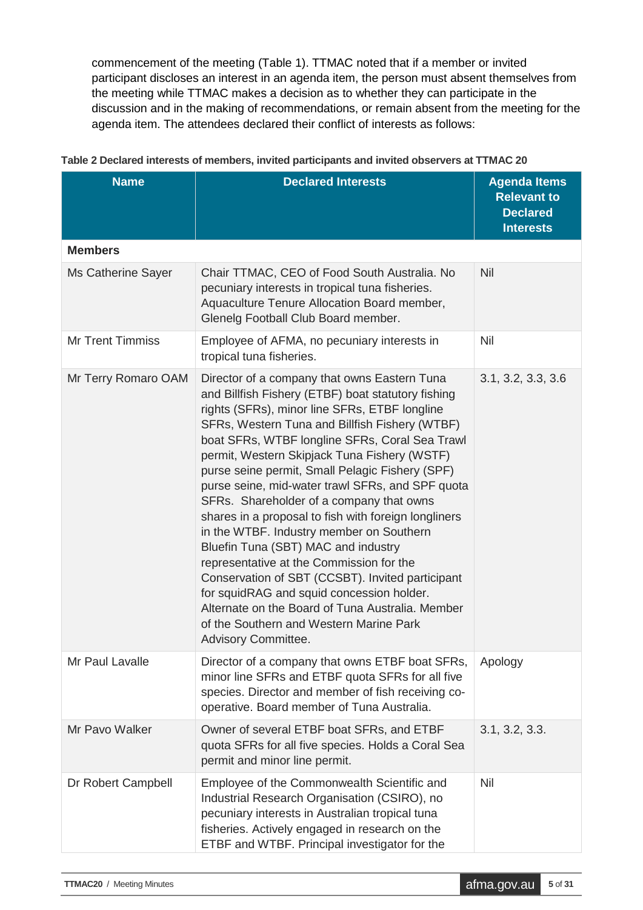commencement of the meeting (Table 1). TTMAC noted that if a member or invited participant discloses an interest in an agenda item, the person must absent themselves from the meeting while TTMAC makes a decision as to whether they can participate in the discussion and in the making of recommendations, or remain absent from the meeting for the agenda item. The attendees declared their conflict of interests as follows:

**Table 2 Declared interests of members, invited participants and invited observers at TTMAC 20**

| Name | Declared Interests | Agenda Items Relevant to Declared Interests |
|---|---|---|
| **Members** | | |
| Ms Catherine Sayer | Chair TTMAC, CEO of Food South Australia. No pecuniary interests in tropical tuna fisheries. Aquaculture Tenure Allocation Board member, Glenelg Football Club Board member. | Nil |
| Mr Trent Timmiss | Employee of AFMA, no pecuniary interests in tropical tuna fisheries. | Nil |
| Mr Terry Romaro OAM | Director of a company that owns Eastern Tuna and Billfish Fishery (ETBF) boat statutory fishing rights (SFRs), minor line SFRs, ETBF longline SFRs, Western Tuna and Billfish Fishery (WTBF) boat SFRs, WTBF longline SFRs, Coral Sea Trawl permit, Western Skipjack Tuna Fishery (WSTF) purse seine permit, Small Pelagic Fishery (SPF) purse seine, mid-water trawl SFRs, and SPF quota SFRs. Shareholder of a company that owns shares in a proposal to fish with foreign longliners in the WTBF. Industry member on Southern Bluefin Tuna (SBT) MAC and industry representative at the Commission for the Conservation of SBT (CCSBT). Invited participant for squidRAG and squid concession holder. Alternate on the Board of Tuna Australia. Member of the Southern and Western Marine Park Advisory Committee. | 3.1, 3.2, 3.3, 3.6 |
| Mr Paul Lavalle | Director of a company that owns ETBF boat SFRs, minor line SFRs and ETBF quota SFRs for all five species. Director and member of fish receiving co-operative. Board member of Tuna Australia. | Apology |
| Mr Pavo Walker | Owner of several ETBF boat SFRs, and ETBF quota SFRs for all five species. Holds a Coral Sea permit and minor line permit. | 3.1, 3.2, 3.3. |
| Dr Robert Campbell | Employee of the Commonwealth Scientific and Industrial Research Organisation (CSIRO), no pecuniary interests in Australian tropical tuna fisheries. Actively engaged in research on the ETBF and WTBF. Principal investigator for the | Nil |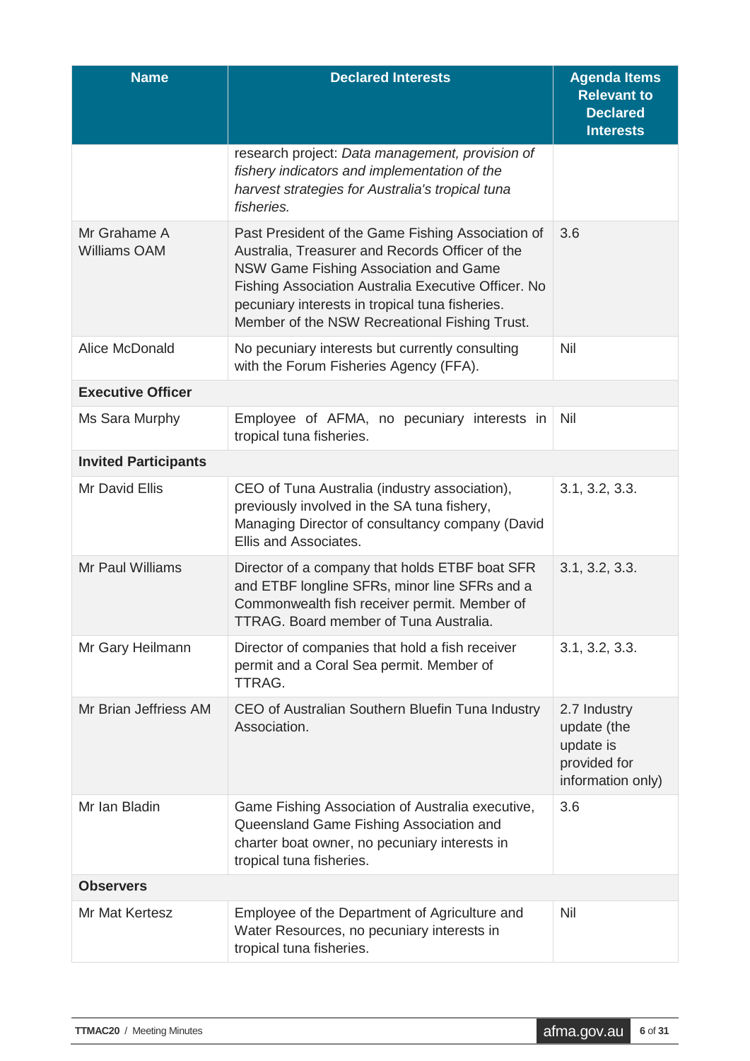| Name | Declared Interests | Agenda Items Relevant to Declared Interests |
|---|---|---|
| | research project: *Data management, provision of fishery indicators and implementation of the harvest strategies for Australia's tropical tuna fisheries.* | |
| Mr Grahame A Williams OAM | Past President of the Game Fishing Association of Australia, Treasurer and Records Officer of the NSW Game Fishing Association and Game Fishing Association Australia Executive Officer. No pecuniary interests in tropical tuna fisheries. Member of the NSW Recreational Fishing Trust. | 3.6 |
| Alice McDonald | No pecuniary interests but currently consulting with the Forum Fisheries Agency (FFA). | Nil |
| **Executive Officer** | | |
| Ms Sara Murphy | Employee of AFMA, no pecuniary interests in tropical tuna fisheries. | Nil |
| **Invited Participants** | | |
| Mr David Ellis | CEO of Tuna Australia (industry association), previously involved in the SA tuna fishery, Managing Director of consultancy company (David Ellis and Associates. | 3.1, 3.2, 3.3. |
| Mr Paul Williams | Director of a company that holds ETBF boat SFR and ETBF longline SFRs, minor line SFRs and a Commonwealth fish receiver permit. Member of TTRAG. Board member of Tuna Australia. | 3.1, 3.2, 3.3. |
| Mr Gary Heilmann | Director of companies that hold a fish receiver permit and a Coral Sea permit. Member of TTRAG. | 3.1, 3.2, 3.3. |
| Mr Brian Jeffriess AM | CEO of Australian Southern Bluefin Tuna Industry Association. | 2.7 Industry update (the update is provided for information only) |
| Mr Ian Bladin | Game Fishing Association of Australia executive, Queensland Game Fishing Association and charter boat owner, no pecuniary interests in tropical tuna fisheries. | 3.6 |
| **Observers** | | |
| Mr Mat Kertesz | Employee of the Department of Agriculture and Water Resources, no pecuniary interests in tropical tuna fisheries. | Nil |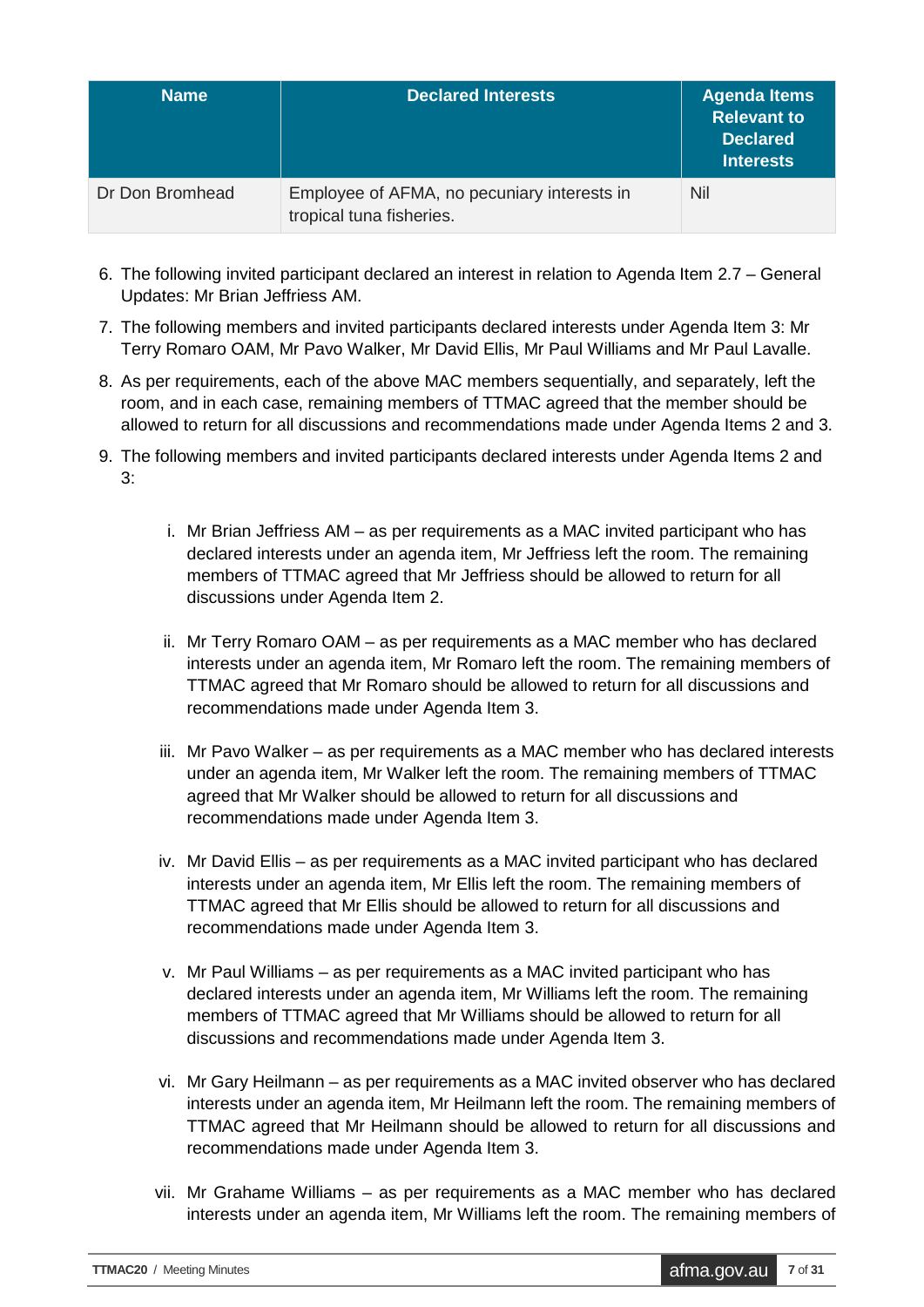| Name | Declared Interests | Agenda Items Relevant to Declared Interests |
|---|---|---|
| Dr Don Bromhead | Employee of AFMA, no pecuniary interests in tropical tuna fisheries. | Nil |

6. The following invited participant declared an interest in relation to Agenda Item 2.7 – General Updates: Mr Brian Jeffriess AM.
7. The following members and invited participants declared interests under Agenda Item 3: Mr Terry Romaro OAM, Mr Pavo Walker, Mr David Ellis, Mr Paul Williams and Mr Paul Lavalle.
8. As per requirements, each of the above MAC members sequentially, and separately, left the room, and in each case, remaining members of TTMAC agreed that the member should be allowed to return for all discussions and recommendations made under Agenda Items 2 and 3.
9. The following members and invited participants declared interests under Agenda Items 2 and 3:

    i. Mr Brian Jeffriess AM – as per requirements as a MAC invited participant who has declared interests under an agenda item, Mr Jeffriess left the room. The remaining members of TTMAC agreed that Mr Jeffriess should be allowed to return for all discussions under Agenda Item 2.

    ii. Mr Terry Romaro OAM – as per requirements as a MAC member who has declared interests under an agenda item, Mr Romaro left the room. The remaining members of TTMAC agreed that Mr Romaro should be allowed to return for all discussions and recommendations made under Agenda Item 3.

    iii. Mr Pavo Walker – as per requirements as a MAC member who has declared interests under an agenda item, Mr Walker left the room. The remaining members of TTMAC agreed that Mr Walker should be allowed to return for all discussions and recommendations made under Agenda Item 3.

    iv. Mr David Ellis – as per requirements as a MAC invited participant who has declared interests under an agenda item, Mr Ellis left the room. The remaining members of TTMAC agreed that Mr Ellis should be allowed to return for all discussions and recommendations made under Agenda Item 3.

    v. Mr Paul Williams – as per requirements as a MAC invited participant who has declared interests under an agenda item, Mr Williams left the room. The remaining members of TTMAC agreed that Mr Williams should be allowed to return for all discussions and recommendations made under Agenda Item 3.

    vi. Mr Gary Heilmann – as per requirements as a MAC invited observer who has declared interests under an agenda item, Mr Heilmann left the room. The remaining members of TTMAC agreed that Mr Heilmann should be allowed to return for all discussions and recommendations made under Agenda Item 3.

    vii. Mr Grahame Williams – as per requirements as a MAC member who has declared interests under an agenda item, Mr Williams left the room. The remaining members of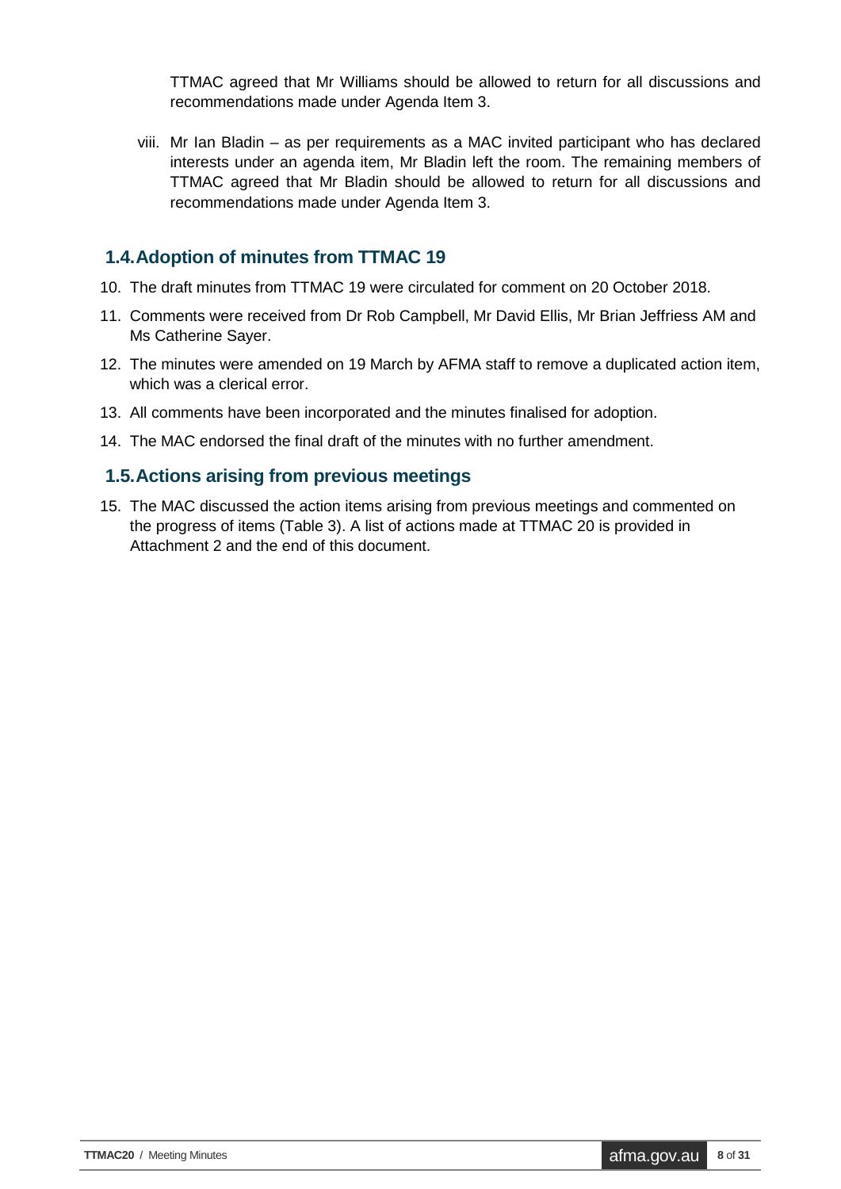TTMAC agreed that Mr Williams should be allowed to return for all discussions and recommendations made under Agenda Item 3.

viii. Mr Ian Bladin – as per requirements as a MAC invited participant who has declared interests under an agenda item, Mr Bladin left the room. The remaining members of TTMAC agreed that Mr Bladin should be allowed to return for all discussions and recommendations made under Agenda Item 3.

## 1.4. Adoption of minutes from TTMAC 19

10. The draft minutes from TTMAC 19 were circulated for comment on 20 October 2018.
11. Comments were received from Dr Rob Campbell, Mr David Ellis, Mr Brian Jeffriess AM and Ms Catherine Sayer.
12. The minutes were amended on 19 March by AFMA staff to remove a duplicated action item, which was a clerical error.
13. All comments have been incorporated and the minutes finalised for adoption.
14. The MAC endorsed the final draft of the minutes with no further amendment.

## 1.5. Actions arising from previous meetings

15. The MAC discussed the action items arising from previous meetings and commented on the progress of items (Table 3). A list of actions made at TTMAC 20 is provided in Attachment 2 and the end of this document.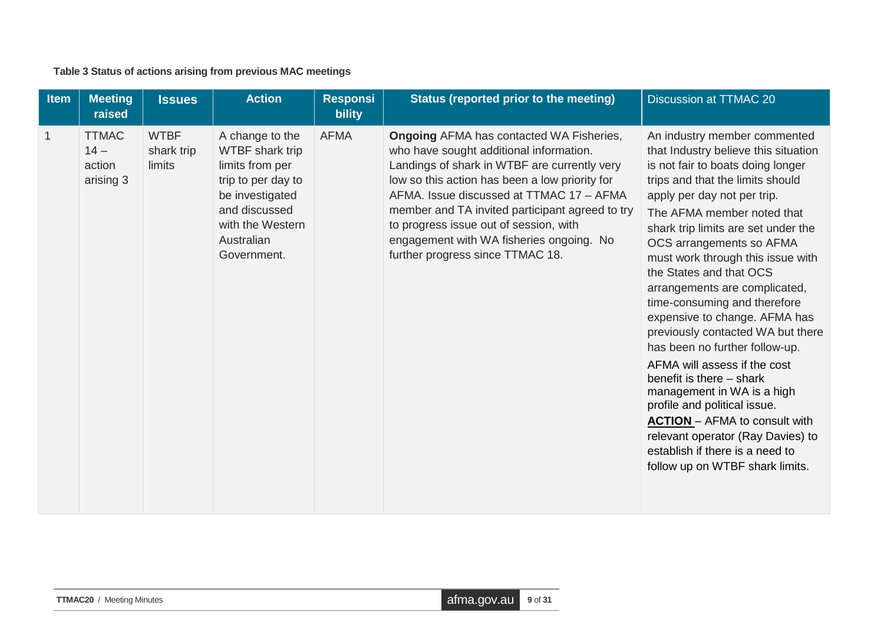**Table 3 Status of actions arising from previous MAC meetings**

| Item | Meeting raised | Issues | Action | Responsibility | Status (reported prior to the meeting) | Discussion at TTMAC 20 |
|---|---|---|---|---|---|---|
| 1 | TTMAC 14 – action arising 3 | WTBF shark trip limits | A change to the WTBF shark trip limits from per trip to per day to be investigated and discussed with the Western Australian Government. | AFMA | **Ongoing** AFMA has contacted WA Fisheries, who have sought additional information. Landings of shark in WTBF are currently very low so this action has been a low priority for AFMA. Issue discussed at TTMAC 17 – AFMA member and TA invited participant agreed to try to progress issue out of session, with engagement with WA fisheries ongoing. No further progress since TTMAC 18. | An industry member commented that Industry believe this situation is not fair to boats doing longer trips and that the limits should apply per day not per trip. The AFMA member noted that shark trip limits are set under the OCS arrangements so AFMA must work through this issue with the States and that OCS arrangements are complicated, time-consuming and therefore expensive to change. AFMA has previously contacted WA but there has been no further follow-up. AFMA will assess if the cost benefit is there – shark management in WA is a high profile and political issue. **ACTION** – AFMA to consult with relevant operator (Ray Davies) to establish if there is a need to follow up on WTBF shark limits. |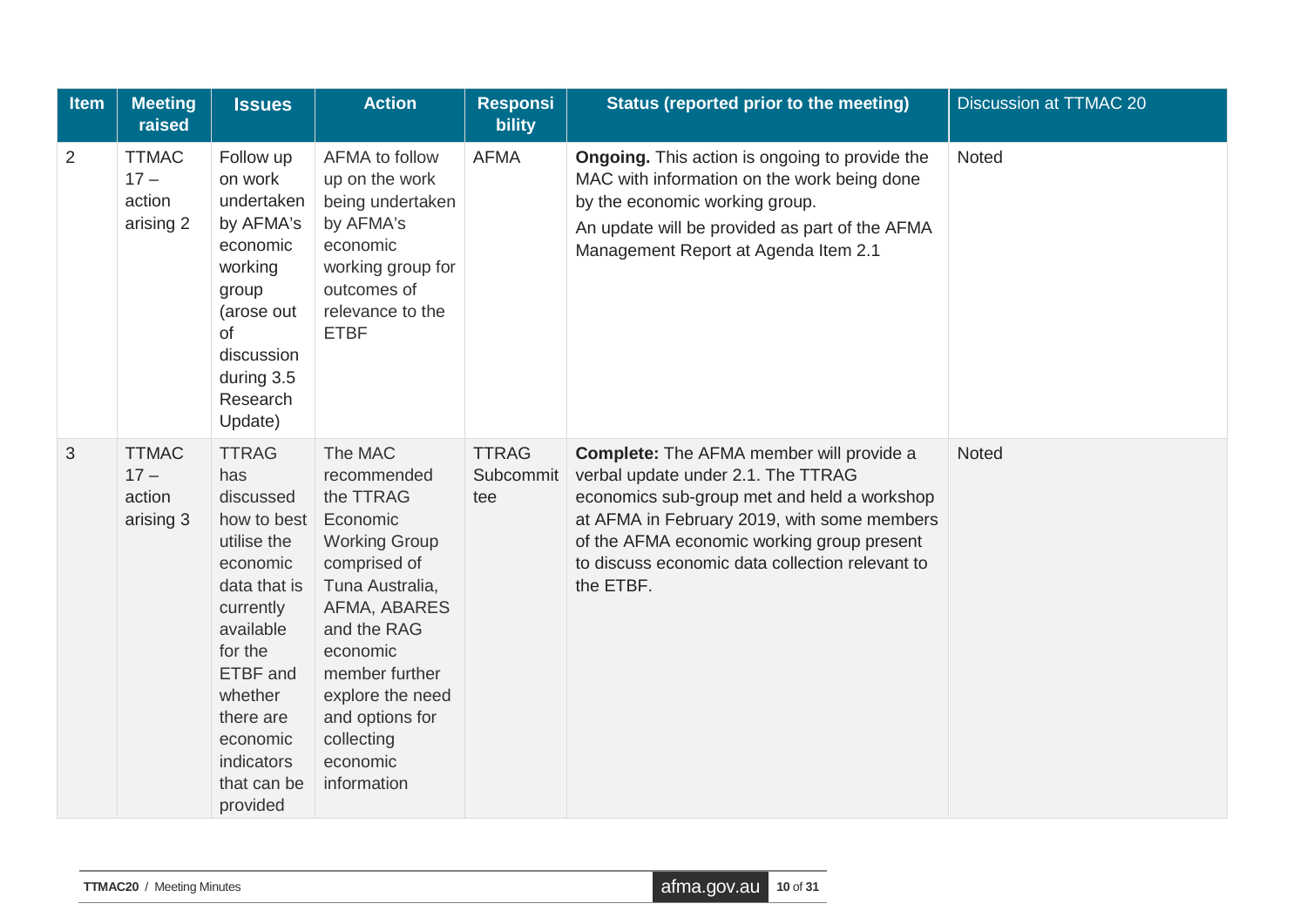| Item | Meeting raised | Issues | Action | Responsibility | Status (reported prior to the meeting) | Discussion at TTMAC 20 |
|---|---|---|---|---|---|---|
| 2 | TTMAC 17 – action arising 2 | Follow up on work undertaken by AFMA's economic working group (arose out of discussion during 3.5 Research Update) | AFMA to follow up on the work being undertaken by AFMA's economic working group for outcomes of relevance to the ETBF | AFMA | **Ongoing.** This action is ongoing to provide the MAC with information on the work being done by the economic working group.<br>An update will be provided as part of the AFMA Management Report at Agenda Item 2.1 | Noted |
| 3 | TTMAC 17 – action arising 3 | TTRAG has discussed how to best utilise the economic data that is currently available for the ETBF and whether there are economic indicators that can be provided | The MAC recommended the TTRAG Economic Working Group comprised of Tuna Australia, AFMA, ABARES and the RAG economic member further explore the need and options for collecting economic information | TTRAG Subcommittee | **Complete:** The AFMA member will provide a verbal update under 2.1. The TTRAG economics sub-group met and held a workshop at AFMA in February 2019, with some members of the AFMA economic working group present to discuss economic data collection relevant to the ETBF. | Noted |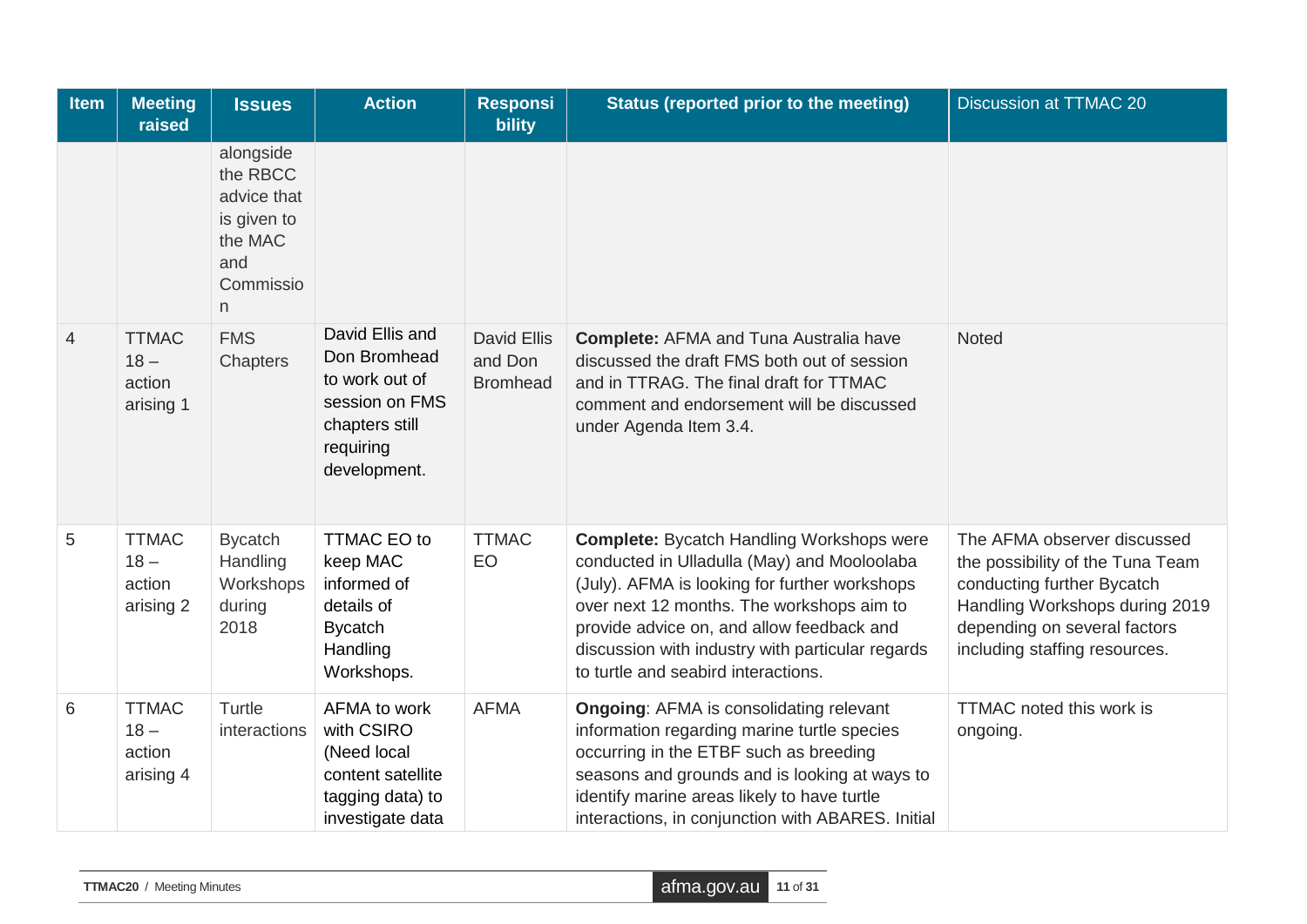| Item | Meeting raised | Issues | Action | Responsibility | Status (reported prior to the meeting) | Discussion at TTMAC 20 |
|---|---|---|---|---|---|---|
| | | alongside the RBCC advice that is given to the MAC and Commission | | | | |
| 4 | TTMAC 18 – action arising 1 | FMS Chapters | David Ellis and Don Bromhead to work out of session on FMS chapters still requiring development. | David Ellis and Don Bromhead | **Complete:** AFMA and Tuna Australia have discussed the draft FMS both out of session and in TTRAG. The final draft for TTMAC comment and endorsement will be discussed under Agenda Item 3.4. | Noted |
| 5 | TTMAC 18 – action arising 2 | Bycatch Handling Workshops during 2018 | TTMAC EO to keep MAC informed of details of Bycatch Handling Workshops. | TTMAC EO | **Complete:** Bycatch Handling Workshops were conducted in Ulladulla (May) and Mooloolaba (July). AFMA is looking for further workshops over next 12 months. The workshops aim to provide advice on, and allow feedback and discussion with industry with particular regards to turtle and seabird interactions. | The AFMA observer discussed the possibility of the Tuna Team conducting further Bycatch Handling Workshops during 2019 depending on several factors including staffing resources. |
| 6 | TTMAC 18 – action arising 4 | Turtle interactions | AFMA to work with CSIRO (Need local content satellite tagging data) to investigate data | AFMA | **Ongoing**: AFMA is consolidating relevant information regarding marine turtle species occurring in the ETBF such as breeding seasons and grounds and is looking at ways to identify marine areas likely to have turtle interactions, in conjunction with ABARES. Initial | TTMAC noted this work is ongoing. |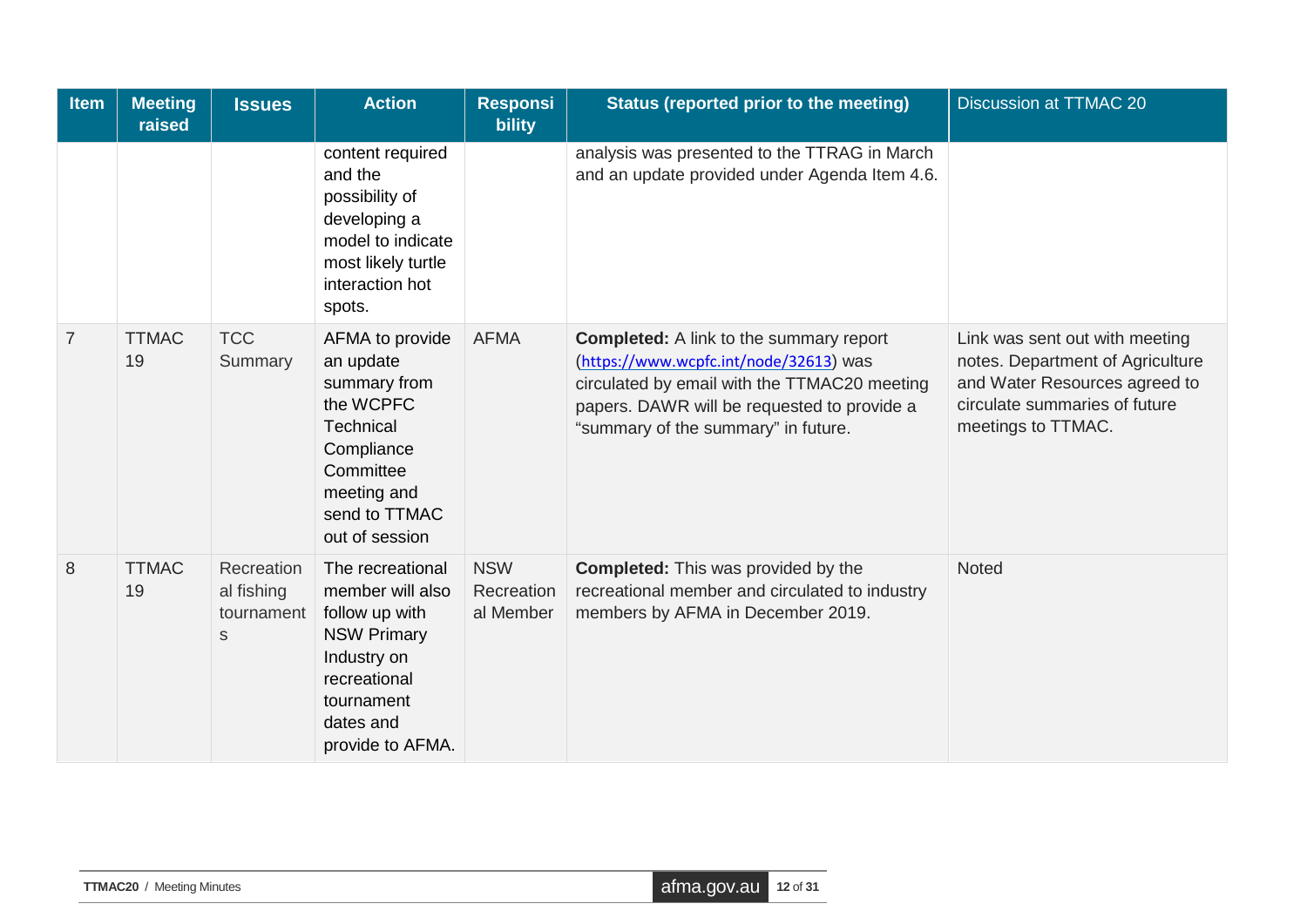| Item | Meeting raised | Issues | Action | Responsibility | Status (reported prior to the meeting) | Discussion at TTMAC 20 |
|---|---|---|---|---|---|---|
| | | | content required and the possibility of developing a model to indicate most likely turtle interaction hot spots. | | analysis was presented to the TTRAG in March and an update provided under Agenda Item 4.6. | |
| 7 | TTMAC 19 | TCC Summary | AFMA to provide an update summary from the WCPFC Technical Compliance Committee meeting and send to TTMAC out of session | AFMA | **Completed:** A link to the summary report (https://www.wcpfc.int/node/32613) was circulated by email with the TTMAC20 meeting papers. DAWR will be requested to provide a "summary of the summary" in future. | Link was sent out with meeting notes. Department of Agriculture and Water Resources agreed to circulate summaries of future meetings to TTMAC. |
| 8 | TTMAC 19 | Recreational fishing tournaments | The recreational member will also follow up with NSW Primary Industry on recreational tournament dates and provide to AFMA. | NSW Recreational Member | **Completed:** This was provided by the recreational member and circulated to industry members by AFMA in December 2019. | Noted |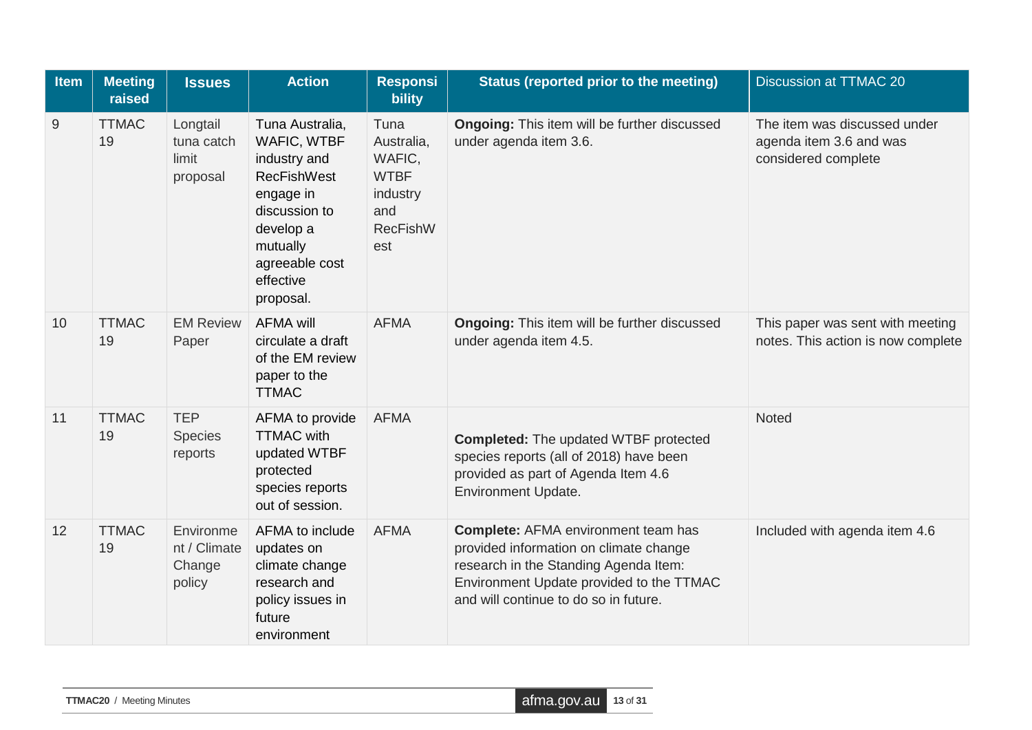| Item | Meeting raised | Issues | Action | Responsibility | Status (reported prior to the meeting) | Discussion at TTMAC 20 |
|---|---|---|---|---|---|---|
| 9 | TTMAC 19 | Longtail tuna catch limit proposal | Tuna Australia, WAFIC, WTBF industry and RecFishWest engage in discussion to develop a mutually agreeable cost effective proposal. | Tuna Australia, WAFIC, WTBF industry and RecFishWest | **Ongoing:** This item will be further discussed under agenda item 3.6. | The item was discussed under agenda item 3.6 and was considered complete |
| 10 | TTMAC 19 | EM Review Paper | AFMA will circulate a draft of the EM review paper to the TTMAC | AFMA | **Ongoing:** This item will be further discussed under agenda item 4.5. | This paper was sent with meeting notes. This action is now complete |
| 11 | TTMAC 19 | TEP Species reports | AFMA to provide TTMAC with updated WTBF protected species reports out of session. | AFMA | **Completed:** The updated WTBF protected species reports (all of 2018) have been provided as part of Agenda Item 4.6 Environment Update. | Noted |
| 12 | TTMAC 19 | Environment / Climate Change policy | AFMA to include updates on climate change research and policy issues in future environment | AFMA | **Complete:** AFMA environment team has provided information on climate change research in the Standing Agenda Item: Environment Update provided to the TTMAC and will continue to do so in future. | Included with agenda item 4.6 |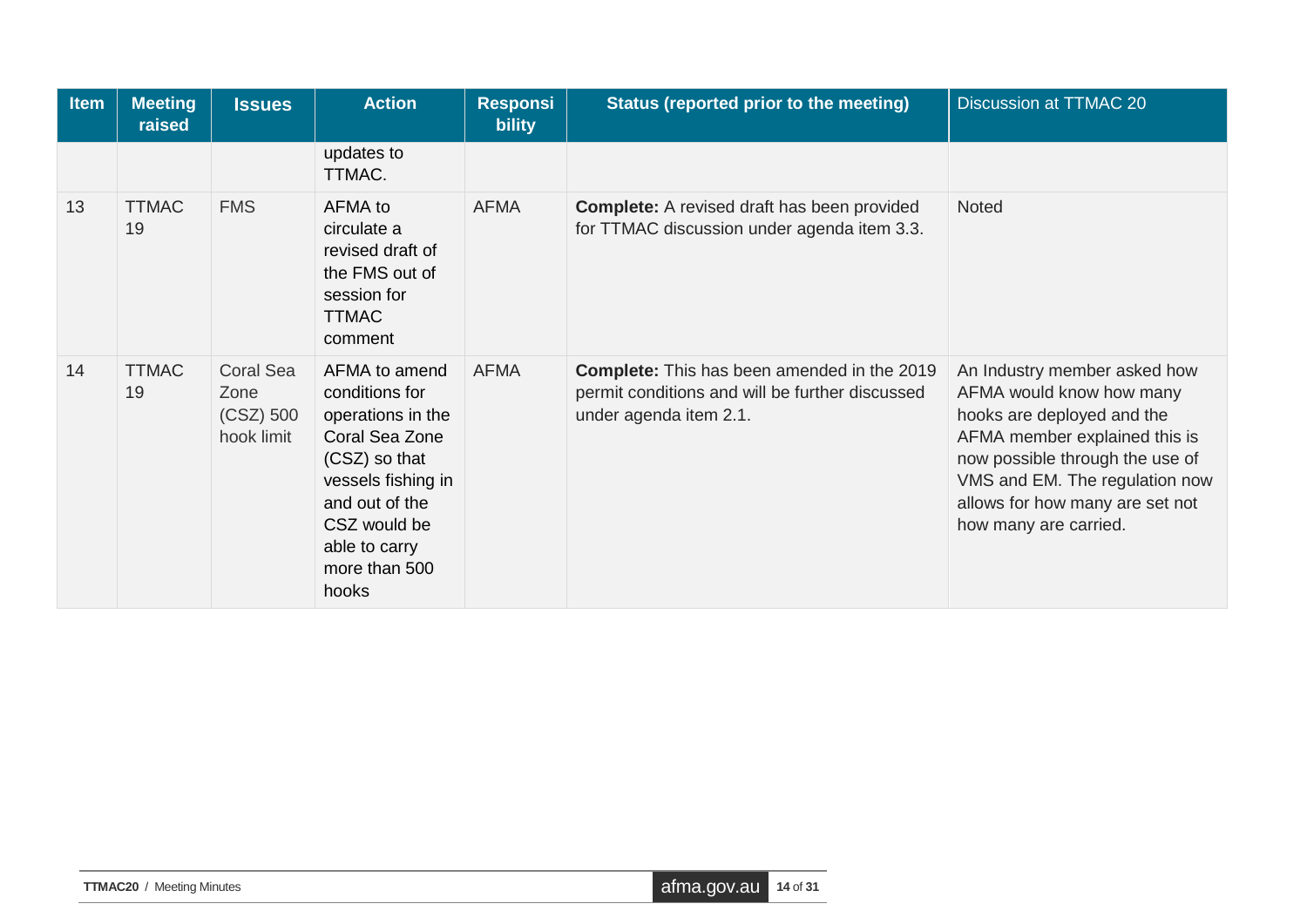| Item | Meeting raised | Issues | Action | Responsibility | Status (reported prior to the meeting) | Discussion at TTMAC 20 |
|---|---|---|---|---|---|---|
| | | | updates to TTMAC. | | | |
| 13 | TTMAC 19 | FMS | AFMA to circulate a revised draft of the FMS out of session for TTMAC comment | AFMA | **Complete:** A revised draft has been provided for TTMAC discussion under agenda item 3.3. | Noted |
| 14 | TTMAC 19 | Coral Sea Zone (CSZ) 500 hook limit | AFMA to amend conditions for operations in the Coral Sea Zone (CSZ) so that vessels fishing in and out of the CSZ would be able to carry more than 500 hooks | AFMA | **Complete:** This has been amended in the 2019 permit conditions and will be further discussed under agenda item 2.1. | An Industry member asked how AFMA would know how many hooks are deployed and the AFMA member explained this is now possible through the use of VMS and EM. The regulation now allows for how many are set not how many are carried. |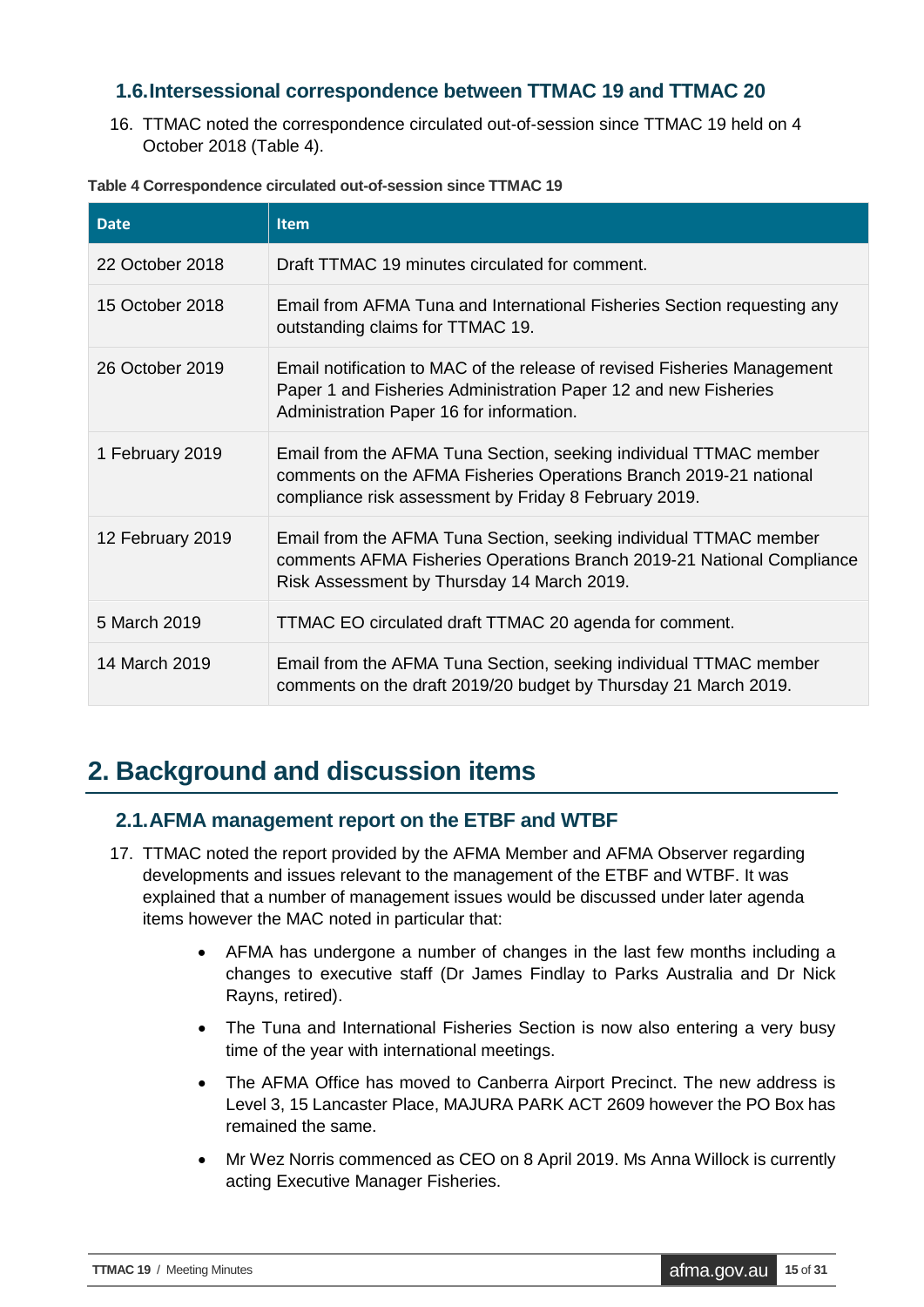### 1.6. Intersessional correspondence between TTMAC 19 and TTMAC 20

16. TTMAC noted the correspondence circulated out-of-session since TTMAC 19 held on 4 October 2018 (Table 4).

**Table 4 Correspondence circulated out-of-session since TTMAC 19**

| Date | Item |
|---|---|
| 22 October 2018 | Draft TTMAC 19 minutes circulated for comment. |
| 15 October 2018 | Email from AFMA Tuna and International Fisheries Section requesting any outstanding claims for TTMAC 19. |
| 26 October 2019 | Email notification to MAC of the release of revised Fisheries Management Paper 1 and Fisheries Administration Paper 12 and new Fisheries Administration Paper 16 for information. |
| 1 February 2019 | Email from the AFMA Tuna Section, seeking individual TTMAC member comments on the AFMA Fisheries Operations Branch 2019-21 national compliance risk assessment by Friday 8 February 2019. |
| 12 February 2019 | Email from the AFMA Tuna Section, seeking individual TTMAC member comments AFMA Fisheries Operations Branch 2019-21 National Compliance Risk Assessment by Thursday 14 March 2019. |
| 5 March 2019 | TTMAC EO circulated draft TTMAC 20 agenda for comment. |
| 14 March 2019 | Email from the AFMA Tuna Section, seeking individual TTMAC member comments on the draft 2019/20 budget by Thursday 21 March 2019. |

## 2. Background and discussion items

### 2.1. AFMA management report on the ETBF and WTBF

17. TTMAC noted the report provided by the AFMA Member and AFMA Observer regarding developments and issues relevant to the management of the ETBF and WTBF. It was explained that a number of management issues would be discussed under later agenda items however the MAC noted in particular that:

    - AFMA has undergone a number of changes in the last few months including a changes to executive staff (Dr James Findlay to Parks Australia and Dr Nick Rayns, retired).
    - The Tuna and International Fisheries Section is now also entering a very busy time of the year with international meetings.
    - The AFMA Office has moved to Canberra Airport Precinct. The new address is Level 3, 15 Lancaster Place, MAJURA PARK ACT 2609 however the PO Box has remained the same.
    - Mr Wez Norris commenced as CEO on 8 April 2019. Ms Anna Willock is currently acting Executive Manager Fisheries.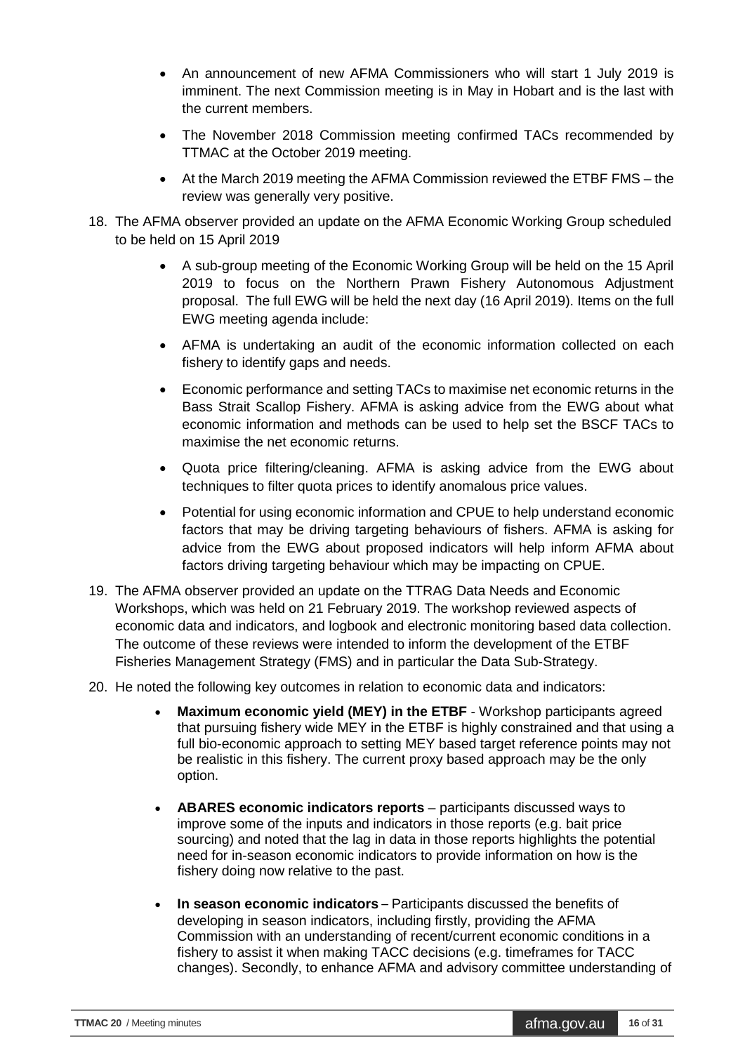- An announcement of new AFMA Commissioners who will start 1 July 2019 is imminent. The next Commission meeting is in May in Hobart and is the last with the current members.
- The November 2018 Commission meeting confirmed TACs recommended by TTMAC at the October 2019 meeting.
- At the March 2019 meeting the AFMA Commission reviewed the ETBF FMS – the review was generally very positive.

18. The AFMA observer provided an update on the AFMA Economic Working Group scheduled to be held on 15 April 2019

    - A sub-group meeting of the Economic Working Group will be held on the 15 April 2019 to focus on the Northern Prawn Fishery Autonomous Adjustment proposal. The full EWG will be held the next day (16 April 2019). Items on the full EWG meeting agenda include:
    - AFMA is undertaking an audit of the economic information collected on each fishery to identify gaps and needs.
    - Economic performance and setting TACs to maximise net economic returns in the Bass Strait Scallop Fishery. AFMA is asking advice from the EWG about what economic information and methods can be used to help set the BSCF TACs to maximise the net economic returns.
    - Quota price filtering/cleaning. AFMA is asking advice from the EWG about techniques to filter quota prices to identify anomalous price values.
    - Potential for using economic information and CPUE to help understand economic factors that may be driving targeting behaviours of fishers. AFMA is asking for advice from the EWG about proposed indicators will help inform AFMA about factors driving targeting behaviour which may be impacting on CPUE.

19. The AFMA observer provided an update on the TTRAG Data Needs and Economic Workshops, which was held on 21 February 2019. The workshop reviewed aspects of economic data and indicators, and logbook and electronic monitoring based data collection. The outcome of these reviews were intended to inform the development of the ETBF Fisheries Management Strategy (FMS) and in particular the Data Sub-Strategy.

20. He noted the following key outcomes in relation to economic data and indicators:

    - **Maximum economic yield (MEY) in the ETBF** - Workshop participants agreed that pursuing fishery wide MEY in the ETBF is highly constrained and that using a full bio-economic approach to setting MEY based target reference points may not be realistic in this fishery. The current proxy based approach may be the only option.
    - **ABARES economic indicators reports** – participants discussed ways to improve some of the inputs and indicators in those reports (e.g. bait price sourcing) and noted that the lag in data in those reports highlights the potential need for in-season economic indicators to provide information on how is the fishery doing now relative to the past.
    - **In season economic indicators** – Participants discussed the benefits of developing in season indicators, including firstly, providing the AFMA Commission with an understanding of recent/current economic conditions in a fishery to assist it when making TACC decisions (e.g. timeframes for TACC changes). Secondly, to enhance AFMA and advisory committee understanding of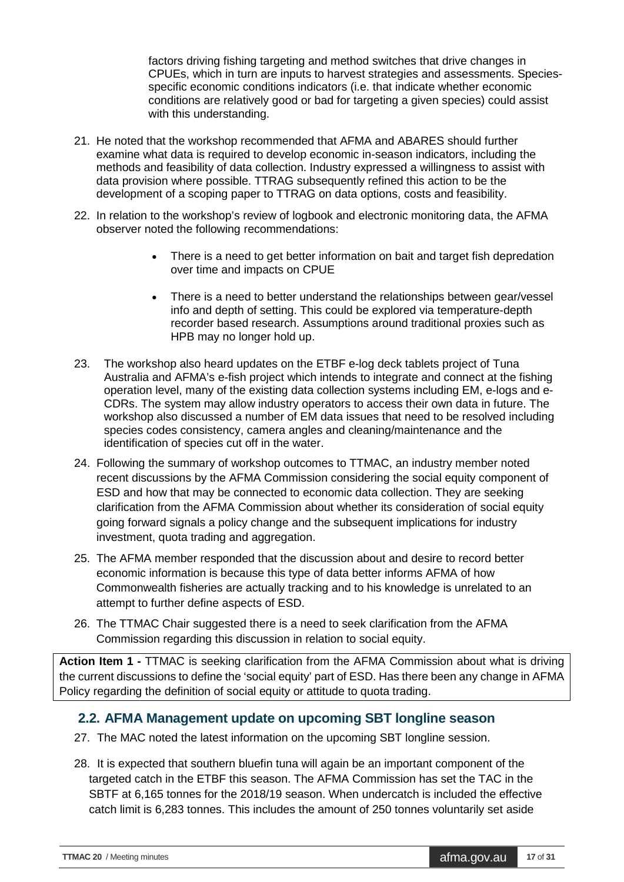factors driving fishing targeting and method switches that drive changes in CPUEs, which in turn are inputs to harvest strategies and assessments. Species-specific economic conditions indicators (i.e. that indicate whether economic conditions are relatively good or bad for targeting a given species) could assist with this understanding.

21. He noted that the workshop recommended that AFMA and ABARES should further examine what data is required to develop economic in-season indicators, including the methods and feasibility of data collection. Industry expressed a willingness to assist with data provision where possible. TTRAG subsequently refined this action to be the development of a scoping paper to TTRAG on data options, costs and feasibility.

22. In relation to the workshop's review of logbook and electronic monitoring data, the AFMA observer noted the following recommendations:

    - There is a need to get better information on bait and target fish depredation over time and impacts on CPUE

    - There is a need to better understand the relationships between gear/vessel info and depth of setting. This could be explored via temperature-depth recorder based research. Assumptions around traditional proxies such as HPB may no longer hold up.

23. The workshop also heard updates on the ETBF e-log deck tablets project of Tuna Australia and AFMA's e-fish project which intends to integrate and connect at the fishing operation level, many of the existing data collection systems including EM, e-logs and e-CDRs. The system may allow industry operators to access their own data in future. The workshop also discussed a number of EM data issues that need to be resolved including species codes consistency, camera angles and cleaning/maintenance and the identification of species cut off in the water.

24. Following the summary of workshop outcomes to TTMAC, an industry member noted recent discussions by the AFMA Commission considering the social equity component of ESD and how that may be connected to economic data collection. They are seeking clarification from the AFMA Commission about whether its consideration of social equity going forward signals a policy change and the subsequent implications for industry investment, quota trading and aggregation.

25. The AFMA member responded that the discussion about and desire to record better economic information is because this type of data better informs AFMA of how Commonwealth fisheries are actually tracking and to his knowledge is unrelated to an attempt to further define aspects of ESD.

26. The TTMAC Chair suggested there is a need to seek clarification from the AFMA Commission regarding this discussion in relation to social equity.

| **Action Item 1 -** TTMAC is seeking clarification from the AFMA Commission about what is driving the current discussions to define the 'social equity' part of ESD. Has there been any change in AFMA Policy regarding the definition of social equity or attitude to quota trading. |
|---|

## 2.2. AFMA Management update on upcoming SBT longline season

27. The MAC noted the latest information on the upcoming SBT longline session.

28. It is expected that southern bluefin tuna will again be an important component of the targeted catch in the ETBF this season. The AFMA Commission has set the TAC in the SBTF at 6,165 tonnes for the 2018/19 season. When undercatch is included the effective catch limit is 6,283 tonnes. This includes the amount of 250 tonnes voluntarily set aside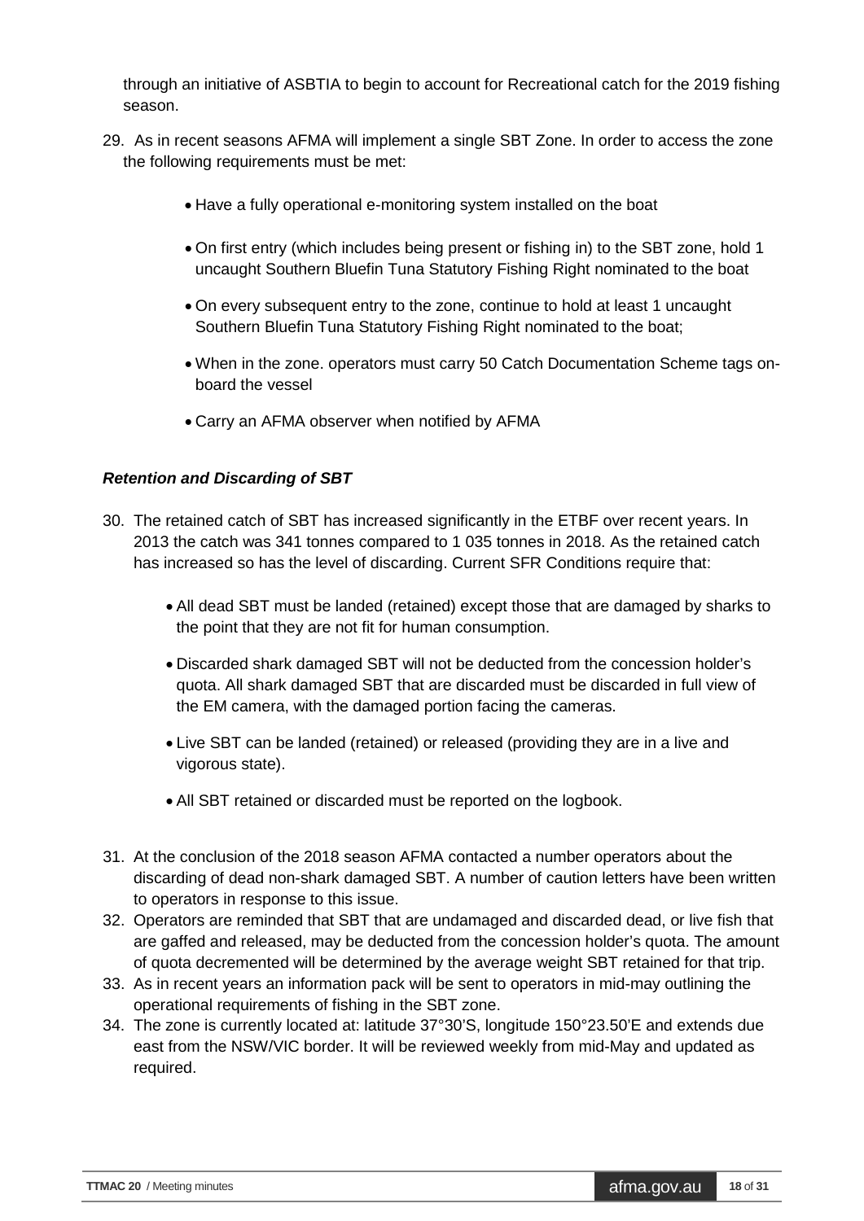through an initiative of ASBTIA to begin to account for Recreational catch for the 2019 fishing season.

29. As in recent seasons AFMA will implement a single SBT Zone. In order to access the zone the following requirements must be met:

    - Have a fully operational e-monitoring system installed on the boat
    - On first entry (which includes being present or fishing in) to the SBT zone, hold 1 uncaught Southern Bluefin Tuna Statutory Fishing Right nominated to the boat
    - On every subsequent entry to the zone, continue to hold at least 1 uncaught Southern Bluefin Tuna Statutory Fishing Right nominated to the boat;
    - When in the zone. operators must carry 50 Catch Documentation Scheme tags on-board the vessel
    - Carry an AFMA observer when notified by AFMA

***Retention and Discarding of SBT***

30. The retained catch of SBT has increased significantly in the ETBF over recent years. In 2013 the catch was 341 tonnes compared to 1 035 tonnes in 2018. As the retained catch has increased so has the level of discarding. Current SFR Conditions require that:

    - All dead SBT must be landed (retained) except those that are damaged by sharks to the point that they are not fit for human consumption.
    - Discarded shark damaged SBT will not be deducted from the concession holder's quota. All shark damaged SBT that are discarded must be discarded in full view of the EM camera, with the damaged portion facing the cameras.
    - Live SBT can be landed (retained) or released (providing they are in a live and vigorous state).
    - All SBT retained or discarded must be reported on the logbook.

31. At the conclusion of the 2018 season AFMA contacted a number operators about the discarding of dead non-shark damaged SBT. A number of caution letters have been written to operators in response to this issue.
32. Operators are reminded that SBT that are undamaged and discarded dead, or live fish that are gaffed and released, may be deducted from the concession holder's quota. The amount of quota decremented will be determined by the average weight SBT retained for that trip.
33. As in recent years an information pack will be sent to operators in mid-may outlining the operational requirements of fishing in the SBT zone.
34. The zone is currently located at: latitude 37°30'S, longitude 150°23.50'E and extends due east from the NSW/VIC border. It will be reviewed weekly from mid-May and updated as required.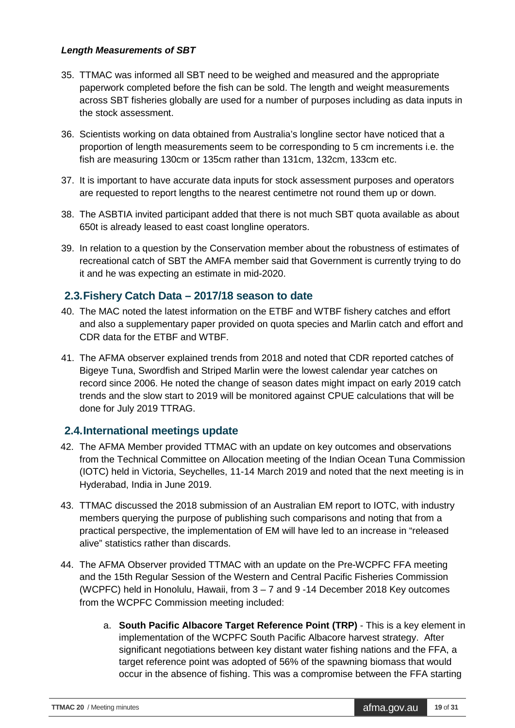***Length Measurements of SBT***

35. TTMAC was informed all SBT need to be weighed and measured and the appropriate paperwork completed before the fish can be sold. The length and weight measurements across SBT fisheries globally are used for a number of purposes including as data inputs in the stock assessment.

36. Scientists working on data obtained from Australia's longline sector have noticed that a proportion of length measurements seem to be corresponding to 5 cm increments i.e. the fish are measuring 130cm or 135cm rather than 131cm, 132cm, 133cm etc.

37. It is important to have accurate data inputs for stock assessment purposes and operators are requested to report lengths to the nearest centimetre not round them up or down.

38. The ASBTIA invited participant added that there is not much SBT quota available as about 650t is already leased to east coast longline operators.

39. In relation to a question by the Conservation member about the robustness of estimates of recreational catch of SBT the AMFA member said that Government is currently trying to do it and he was expecting an estimate in mid-2020.

## 2.3. Fishery Catch Data – 2017/18 season to date

40. The MAC noted the latest information on the ETBF and WTBF fishery catches and effort and also a supplementary paper provided on quota species and Marlin catch and effort and CDR data for the ETBF and WTBF.

41. The AFMA observer explained trends from 2018 and noted that CDR reported catches of Bigeye Tuna, Swordfish and Striped Marlin were the lowest calendar year catches on record since 2006. He noted the change of season dates might impact on early 2019 catch trends and the slow start to 2019 will be monitored against CPUE calculations that will be done for July 2019 TTRAG.

## 2.4. International meetings update

42. The AFMA Member provided TTMAC with an update on key outcomes and observations from the Technical Committee on Allocation meeting of the Indian Ocean Tuna Commission (IOTC) held in Victoria, Seychelles, 11-14 March 2019 and noted that the next meeting is in Hyderabad, India in June 2019.

43. TTMAC discussed the 2018 submission of an Australian EM report to IOTC, with industry members querying the purpose of publishing such comparisons and noting that from a practical perspective, the implementation of EM will have led to an increase in "released alive" statistics rather than discards.

44. The AFMA Observer provided TTMAC with an update on the Pre-WCPFC FFA meeting and the 15th Regular Session of the Western and Central Pacific Fisheries Commission (WCPFC) held in Honolulu, Hawaii, from 3 – 7 and 9 -14 December 2018 Key outcomes from the WCPFC Commission meeting included:

    a. **South Pacific Albacore Target Reference Point (TRP)** - This is a key element in implementation of the WCPFC South Pacific Albacore harvest strategy. After significant negotiations between key distant water fishing nations and the FFA, a target reference point was adopted of 56% of the spawning biomass that would occur in the absence of fishing. This was a compromise between the FFA starting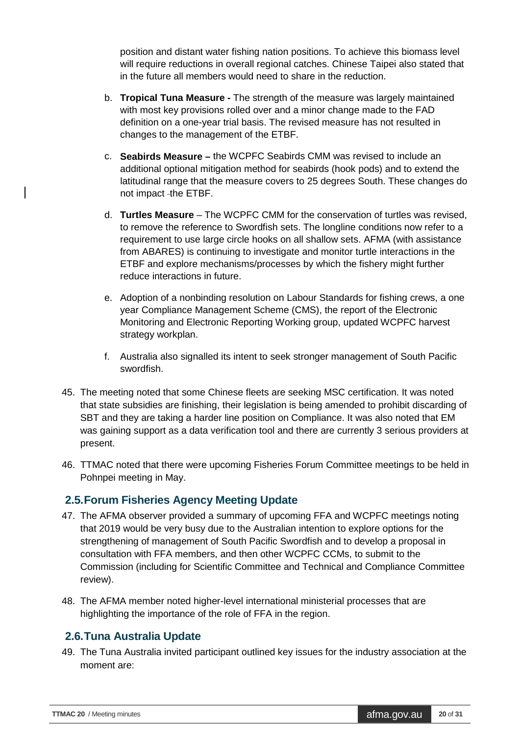position and distant water fishing nation positions. To achieve this biomass level will require reductions in overall regional catches. Chinese Taipei also stated that in the future all members would need to share in the reduction.

b. **Tropical Tuna Measure -** The strength of the measure was largely maintained with most key provisions rolled over and a minor change made to the FAD definition on a one-year trial basis. The revised measure has not resulted in changes to the management of the ETBF.

c. **Seabirds Measure –** the WCPFC Seabirds CMM was revised to include an additional optional mitigation method for seabirds (hook pods) and to extend the latitudinal range that the measure covers to 25 degrees South. These changes do not impact the ETBF.

d. **Turtles Measure** – The WCPFC CMM for the conservation of turtles was revised, to remove the reference to Swordfish sets. The longline conditions now refer to a requirement to use large circle hooks on all shallow sets. AFMA (with assistance from ABARES) is continuing to investigate and monitor turtle interactions in the ETBF and explore mechanisms/processes by which the fishery might further reduce interactions in future.

e. Adoption of a nonbinding resolution on Labour Standards for fishing crews, a one year Compliance Management Scheme (CMS), the report of the Electronic Monitoring and Electronic Reporting Working group, updated WCPFC harvest strategy workplan.

f. Australia also signalled its intent to seek stronger management of South Pacific swordfish.

45. The meeting noted that some Chinese fleets are seeking MSC certification. It was noted that state subsidies are finishing, their legislation is being amended to prohibit discarding of SBT and they are taking a harder line position on Compliance. It was also noted that EM was gaining support as a data verification tool and there are currently 3 serious providers at present.

46. TTMAC noted that there were upcoming Fisheries Forum Committee meetings to be held in Pohnpei meeting in May.

## 2.5. Forum Fisheries Agency Meeting Update

47. The AFMA observer provided a summary of upcoming FFA and WCPFC meetings noting that 2019 would be very busy due to the Australian intention to explore options for the strengthening of management of South Pacific Swordfish and to develop a proposal in consultation with FFA members, and then other WCPFC CCMs, to submit to the Commission (including for Scientific Committee and Technical and Compliance Committee review).

48. The AFMA member noted higher-level international ministerial processes that are highlighting the importance of the role of FFA in the region.

## 2.6. Tuna Australia Update

49. The Tuna Australia invited participant outlined key issues for the industry association at the moment are: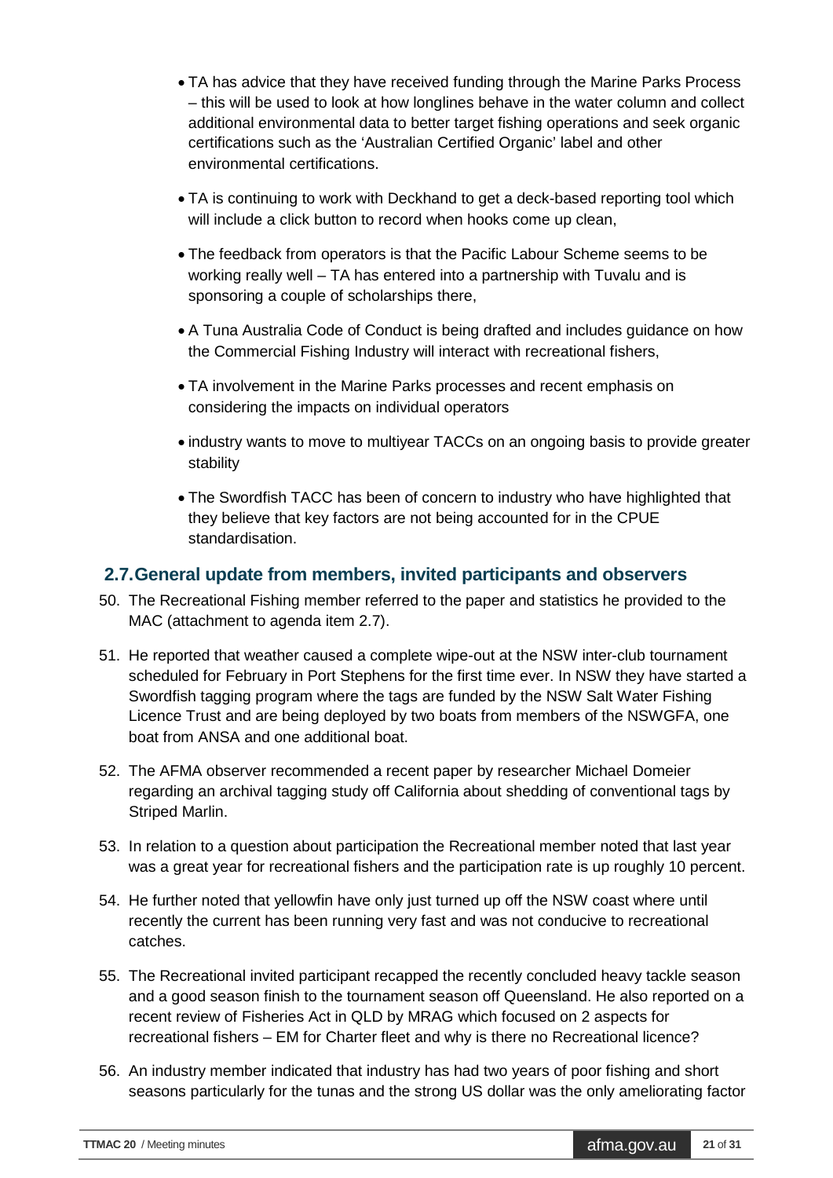- TA has advice that they have received funding through the Marine Parks Process – this will be used to look at how longlines behave in the water column and collect additional environmental data to better target fishing operations and seek organic certifications such as the 'Australian Certified Organic' label and other environmental certifications.
- TA is continuing to work with Deckhand to get a deck-based reporting tool which will include a click button to record when hooks come up clean,
- The feedback from operators is that the Pacific Labour Scheme seems to be working really well – TA has entered into a partnership with Tuvalu and is sponsoring a couple of scholarships there,
- A Tuna Australia Code of Conduct is being drafted and includes guidance on how the Commercial Fishing Industry will interact with recreational fishers,
- TA involvement in the Marine Parks processes and recent emphasis on considering the impacts on individual operators
- industry wants to move to multiyear TACCs on an ongoing basis to provide greater stability
- The Swordfish TACC has been of concern to industry who have highlighted that they believe that key factors are not being accounted for in the CPUE standardisation.

## 2.7. General update from members, invited participants and observers

50. The Recreational Fishing member referred to the paper and statistics he provided to the MAC (attachment to agenda item 2.7).

51. He reported that weather caused a complete wipe-out at the NSW inter-club tournament scheduled for February in Port Stephens for the first time ever. In NSW they have started a Swordfish tagging program where the tags are funded by the NSW Salt Water Fishing Licence Trust and are being deployed by two boats from members of the NSWGFA, one boat from ANSA and one additional boat.

52. The AFMA observer recommended a recent paper by researcher Michael Domeier regarding an archival tagging study off California about shedding of conventional tags by Striped Marlin.

53. In relation to a question about participation the Recreational member noted that last year was a great year for recreational fishers and the participation rate is up roughly 10 percent.

54. He further noted that yellowfin have only just turned up off the NSW coast where until recently the current has been running very fast and was not conducive to recreational catches.

55. The Recreational invited participant recapped the recently concluded heavy tackle season and a good season finish to the tournament season off Queensland. He also reported on a recent review of Fisheries Act in QLD by MRAG which focused on 2 aspects for recreational fishers – EM for Charter fleet and why is there no Recreational licence?

56. An industry member indicated that industry has had two years of poor fishing and short seasons particularly for the tunas and the strong US dollar was the only ameliorating factor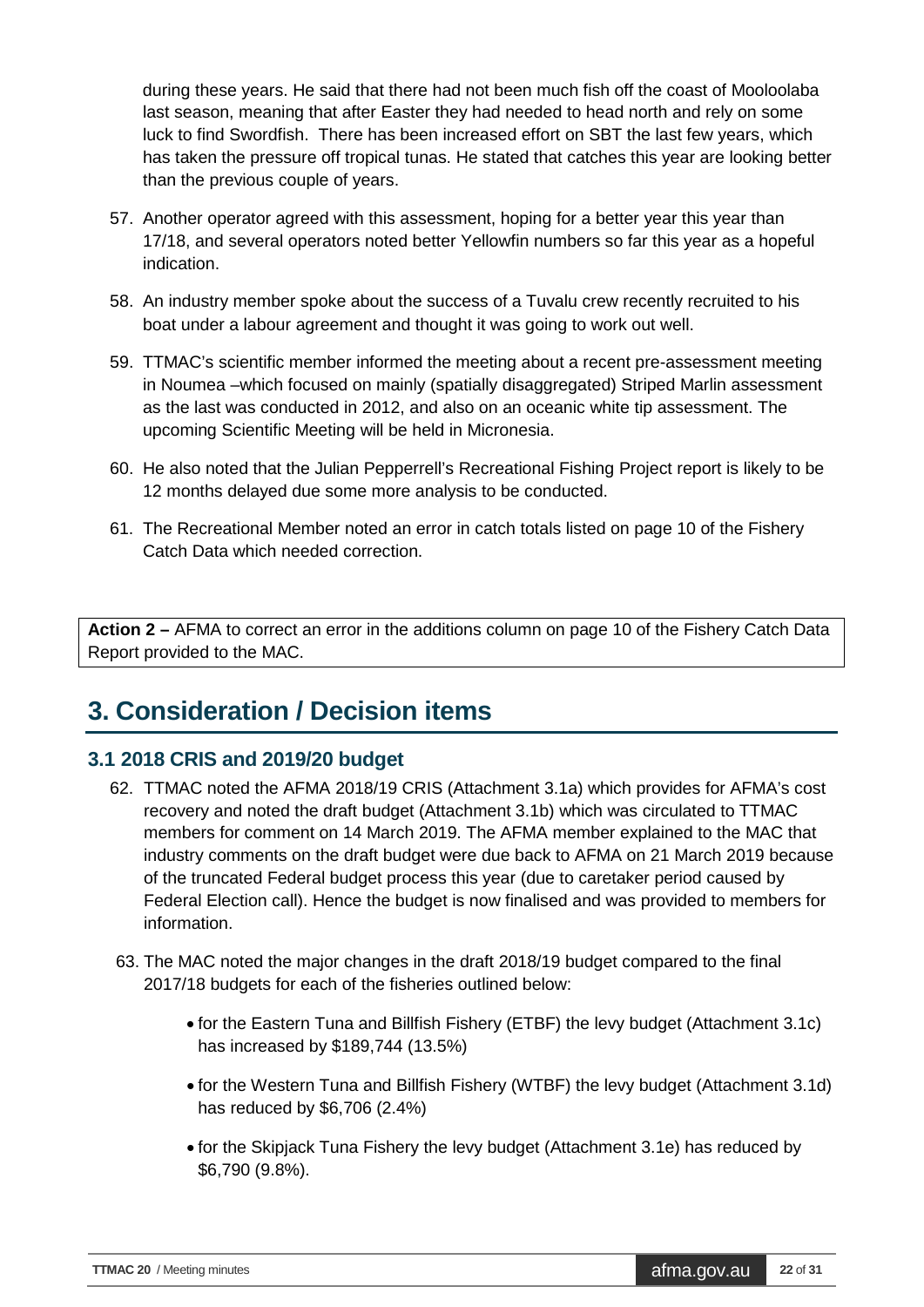during these years. He said that there had not been much fish off the coast of Mooloolaba last season, meaning that after Easter they had needed to head north and rely on some luck to find Swordfish. There has been increased effort on SBT the last few years, which has taken the pressure off tropical tunas. He stated that catches this year are looking better than the previous couple of years.

57. Another operator agreed with this assessment, hoping for a better year this year than 17/18, and several operators noted better Yellowfin numbers so far this year as a hopeful indication.

58. An industry member spoke about the success of a Tuvalu crew recently recruited to his boat under a labour agreement and thought it was going to work out well.

59. TTMAC's scientific member informed the meeting about a recent pre-assessment meeting in Noumea –which focused on mainly (spatially disaggregated) Striped Marlin assessment as the last was conducted in 2012, and also on an oceanic white tip assessment. The upcoming Scientific Meeting will be held in Micronesia.

60. He also noted that the Julian Pepperrell's Recreational Fishing Project report is likely to be 12 months delayed due some more analysis to be conducted.

61. The Recreational Member noted an error in catch totals listed on page 10 of the Fishery Catch Data which needed correction.

**Action 2 –** AFMA to correct an error in the additions column on page 10 of the Fishery Catch Data Report provided to the MAC.

# 3. Consideration / Decision items

## 3.1 2018 CRIS and 2019/20 budget

62. TTMAC noted the AFMA 2018/19 CRIS (Attachment 3.1a) which provides for AFMA's cost recovery and noted the draft budget (Attachment 3.1b) which was circulated to TTMAC members for comment on 14 March 2019. The AFMA member explained to the MAC that industry comments on the draft budget were due back to AFMA on 21 March 2019 because of the truncated Federal budget process this year (due to caretaker period caused by Federal Election call). Hence the budget is now finalised and was provided to members for information.

63. The MAC noted the major changes in the draft 2018/19 budget compared to the final 2017/18 budgets for each of the fisheries outlined below:

   - for the Eastern Tuna and Billfish Fishery (ETBF) the levy budget (Attachment 3.1c) has increased by $189,744 (13.5%)
   - for the Western Tuna and Billfish Fishery (WTBF) the levy budget (Attachment 3.1d) has reduced by $6,706 (2.4%)
   - for the Skipjack Tuna Fishery the levy budget (Attachment 3.1e) has reduced by $6,790 (9.8%).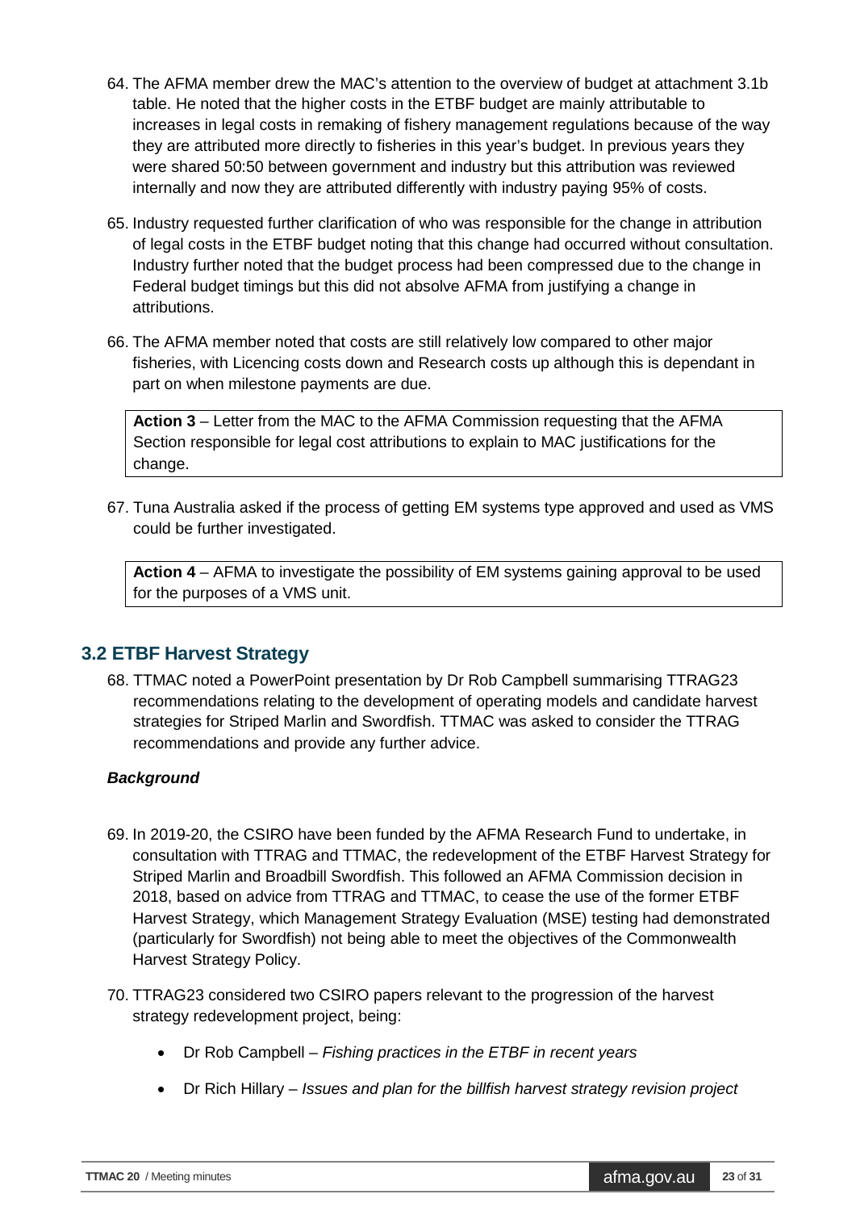64. The AFMA member drew the MAC's attention to the overview of budget at attachment 3.1b table. He noted that the higher costs in the ETBF budget are mainly attributable to increases in legal costs in remaking of fishery management regulations because of the way they are attributed more directly to fisheries in this year's budget. In previous years they were shared 50:50 between government and industry but this attribution was reviewed internally and now they are attributed differently with industry paying 95% of costs.

65. Industry requested further clarification of who was responsible for the change in attribution of legal costs in the ETBF budget noting that this change had occurred without consultation. Industry further noted that the budget process had been compressed due to the change in Federal budget timings but this did not absolve AFMA from justifying a change in attributions.

66. The AFMA member noted that costs are still relatively low compared to other major fisheries, with Licencing costs down and Research costs up although this is dependant in part on when milestone payments are due.

> **Action 3** – Letter from the MAC to the AFMA Commission requesting that the AFMA Section responsible for legal cost attributions to explain to MAC justifications for the change.

67. Tuna Australia asked if the process of getting EM systems type approved and used as VMS could be further investigated.

> **Action 4** – AFMA to investigate the possibility of EM systems gaining approval to be used for the purposes of a VMS unit.

## 3.2 ETBF Harvest Strategy

68. TTMAC noted a PowerPoint presentation by Dr Rob Campbell summarising TTRAG23 recommendations relating to the development of operating models and candidate harvest strategies for Striped Marlin and Swordfish. TTMAC was asked to consider the TTRAG recommendations and provide any further advice.

### *Background*

69. In 2019-20, the CSIRO have been funded by the AFMA Research Fund to undertake, in consultation with TTRAG and TTMAC, the redevelopment of the ETBF Harvest Strategy for Striped Marlin and Broadbill Swordfish. This followed an AFMA Commission decision in 2018, based on advice from TTRAG and TTMAC, to cease the use of the former ETBF Harvest Strategy, which Management Strategy Evaluation (MSE) testing had demonstrated (particularly for Swordfish) not being able to meet the objectives of the Commonwealth Harvest Strategy Policy.

70. TTRAG23 considered two CSIRO papers relevant to the progression of the harvest strategy redevelopment project, being:

    - Dr Rob Campbell – *Fishing practices in the ETBF in recent years*
    - Dr Rich Hillary – *Issues and plan for the billfish harvest strategy revision project*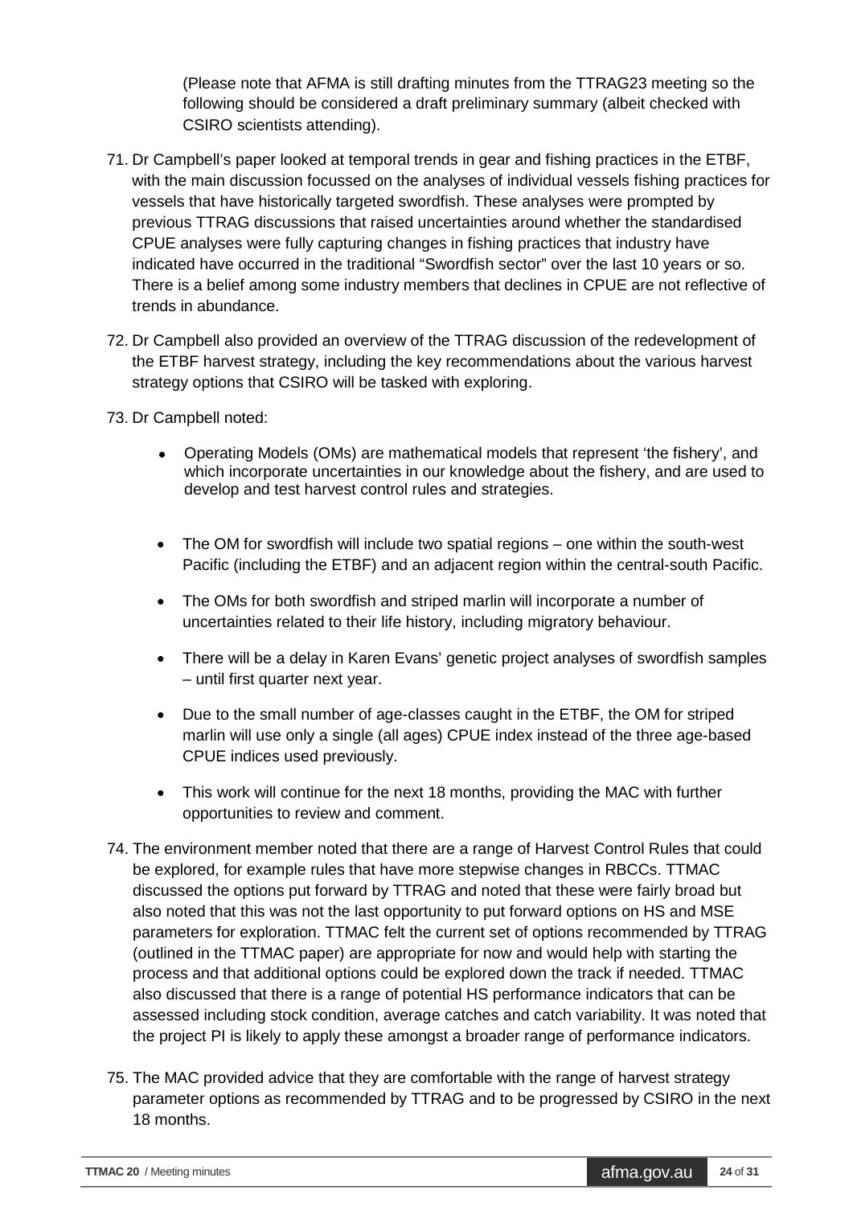(Please note that AFMA is still drafting minutes from the TTRAG23 meeting so the following should be considered a draft preliminary summary (albeit checked with CSIRO scientists attending).

71. Dr Campbell's paper looked at temporal trends in gear and fishing practices in the ETBF, with the main discussion focussed on the analyses of individual vessels fishing practices for vessels that have historically targeted swordfish. These analyses were prompted by previous TTRAG discussions that raised uncertainties around whether the standardised CPUE analyses were fully capturing changes in fishing practices that industry have indicated have occurred in the traditional "Swordfish sector" over the last 10 years or so. There is a belief among some industry members that declines in CPUE are not reflective of trends in abundance.

72. Dr Campbell also provided an overview of the TTRAG discussion of the redevelopment of the ETBF harvest strategy, including the key recommendations about the various harvest strategy options that CSIRO will be tasked with exploring.

73. Dr Campbell noted:

    - Operating Models (OMs) are mathematical models that represent 'the fishery', and which incorporate uncertainties in our knowledge about the fishery, and are used to develop and test harvest control rules and strategies.
    - The OM for swordfish will include two spatial regions – one within the south-west Pacific (including the ETBF) and an adjacent region within the central-south Pacific.
    - The OMs for both swordfish and striped marlin will incorporate a number of uncertainties related to their life history, including migratory behaviour.
    - There will be a delay in Karen Evans' genetic project analyses of swordfish samples – until first quarter next year.
    - Due to the small number of age-classes caught in the ETBF, the OM for striped marlin will use only a single (all ages) CPUE index instead of the three age-based CPUE indices used previously.
    - This work will continue for the next 18 months, providing the MAC with further opportunities to review and comment.

74. The environment member noted that there are a range of Harvest Control Rules that could be explored, for example rules that have more stepwise changes in RBCCs. TTMAC discussed the options put forward by TTRAG and noted that these were fairly broad but also noted that this was not the last opportunity to put forward options on HS and MSE parameters for exploration. TTMAC felt the current set of options recommended by TTRAG (outlined in the TTMAC paper) are appropriate for now and would help with starting the process and that additional options could be explored down the track if needed. TTMAC also discussed that there is a range of potential HS performance indicators that can be assessed including stock condition, average catches and catch variability. It was noted that the project PI is likely to apply these amongst a broader range of performance indicators.

75. The MAC provided advice that they are comfortable with the range of harvest strategy parameter options as recommended by TTRAG and to be progressed by CSIRO in the next 18 months.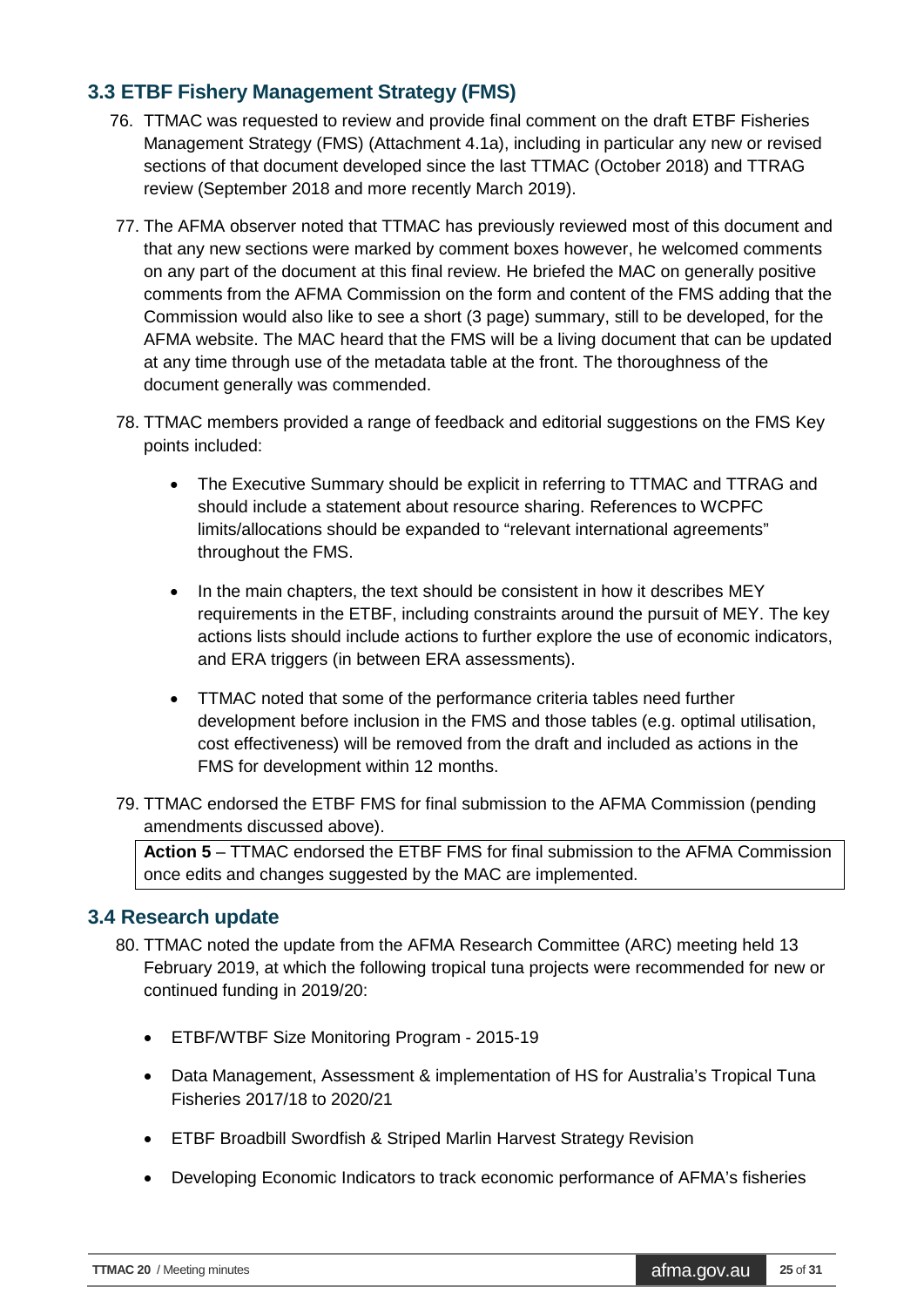### 3.3 ETBF Fishery Management Strategy (FMS)

76. TTMAC was requested to review and provide final comment on the draft ETBF Fisheries Management Strategy (FMS) (Attachment 4.1a), including in particular any new or revised sections of that document developed since the last TTMAC (October 2018) and TTRAG review (September 2018 and more recently March 2019).

77. The AFMA observer noted that TTMAC has previously reviewed most of this document and that any new sections were marked by comment boxes however, he welcomed comments on any part of the document at this final review. He briefed the MAC on generally positive comments from the AFMA Commission on the form and content of the FMS adding that the Commission would also like to see a short (3 page) summary, still to be developed, for the AFMA website. The MAC heard that the FMS will be a living document that can be updated at any time through use of the metadata table at the front. The thoroughness of the document generally was commended.

78. TTMAC members provided a range of feedback and editorial suggestions on the FMS Key points included:

    - The Executive Summary should be explicit in referring to TTMAC and TTRAG and should include a statement about resource sharing. References to WCPFC limits/allocations should be expanded to "relevant international agreements" throughout the FMS.
    - In the main chapters, the text should be consistent in how it describes MEY requirements in the ETBF, including constraints around the pursuit of MEY. The key actions lists should include actions to further explore the use of economic indicators, and ERA triggers (in between ERA assessments).
    - TTMAC noted that some of the performance criteria tables need further development before inclusion in the FMS and those tables (e.g. optimal utilisation, cost effectiveness) will be removed from the draft and included as actions in the FMS for development within 12 months.

79. TTMAC endorsed the ETBF FMS for final submission to the AFMA Commission (pending amendments discussed above).

**Action 5** – TTMAC endorsed the ETBF FMS for final submission to the AFMA Commission once edits and changes suggested by the MAC are implemented.

### 3.4 Research update

80. TTMAC noted the update from the AFMA Research Committee (ARC) meeting held 13 February 2019, at which the following tropical tuna projects were recommended for new or continued funding in 2019/20:

    - ETBF/WTBF Size Monitoring Program - 2015-19
    - Data Management, Assessment & implementation of HS for Australia's Tropical Tuna Fisheries 2017/18 to 2020/21
    - ETBF Broadbill Swordfish & Striped Marlin Harvest Strategy Revision
    - Developing Economic Indicators to track economic performance of AFMA's fisheries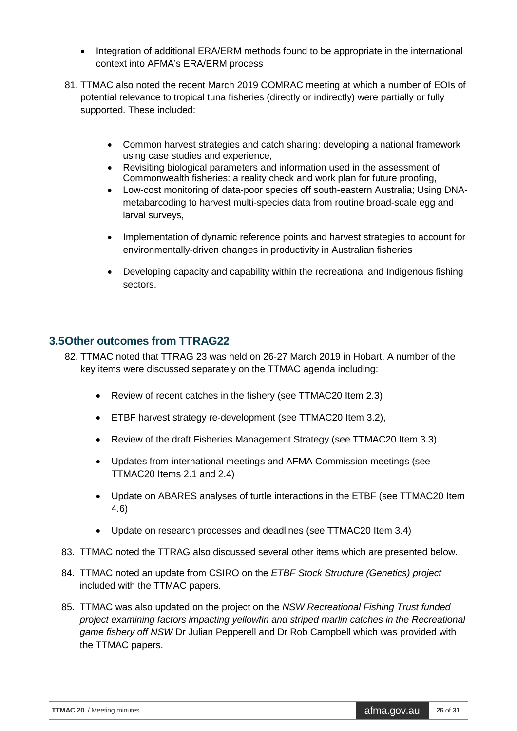- Integration of additional ERA/ERM methods found to be appropriate in the international context into AFMA's ERA/ERM process

81. TTMAC also noted the recent March 2019 COMRAC meeting at which a number of EOIs of potential relevance to tropical tuna fisheries (directly or indirectly) were partially or fully supported. These included:

    - Common harvest strategies and catch sharing: developing a national framework using case studies and experience,
    - Revisiting biological parameters and information used in the assessment of Commonwealth fisheries: a reality check and work plan for future proofing,
    - Low-cost monitoring of data-poor species off south-eastern Australia; Using DNA-metabarcoding to harvest multi-species data from routine broad-scale egg and larval surveys,
    - Implementation of dynamic reference points and harvest strategies to account for environmentally-driven changes in productivity in Australian fisheries
    - Developing capacity and capability within the recreational and Indigenous fishing sectors.

## 3.5Other outcomes from TTRAG22

82. TTMAC noted that TTRAG 23 was held on 26-27 March 2019 in Hobart. A number of the key items were discussed separately on the TTMAC agenda including:

    - Review of recent catches in the fishery (see TTMAC20 Item 2.3)
    - ETBF harvest strategy re-development (see TTMAC20 Item 3.2),
    - Review of the draft Fisheries Management Strategy (see TTMAC20 Item 3.3).
    - Updates from international meetings and AFMA Commission meetings (see TTMAC20 Items 2.1 and 2.4)
    - Update on ABARES analyses of turtle interactions in the ETBF (see TTMAC20 Item 4.6)
    - Update on research processes and deadlines (see TTMAC20 Item 3.4)

83. TTMAC noted the TTRAG also discussed several other items which are presented below.

84. TTMAC noted an update from CSIRO on the *ETBF Stock Structure (Genetics) project* included with the TTMAC papers.

85. TTMAC was also updated on the project on the *NSW Recreational Fishing Trust funded project examining factors impacting yellowfin and striped marlin catches in the Recreational game fishery off NSW* Dr Julian Pepperell and Dr Rob Campbell which was provided with the TTMAC papers.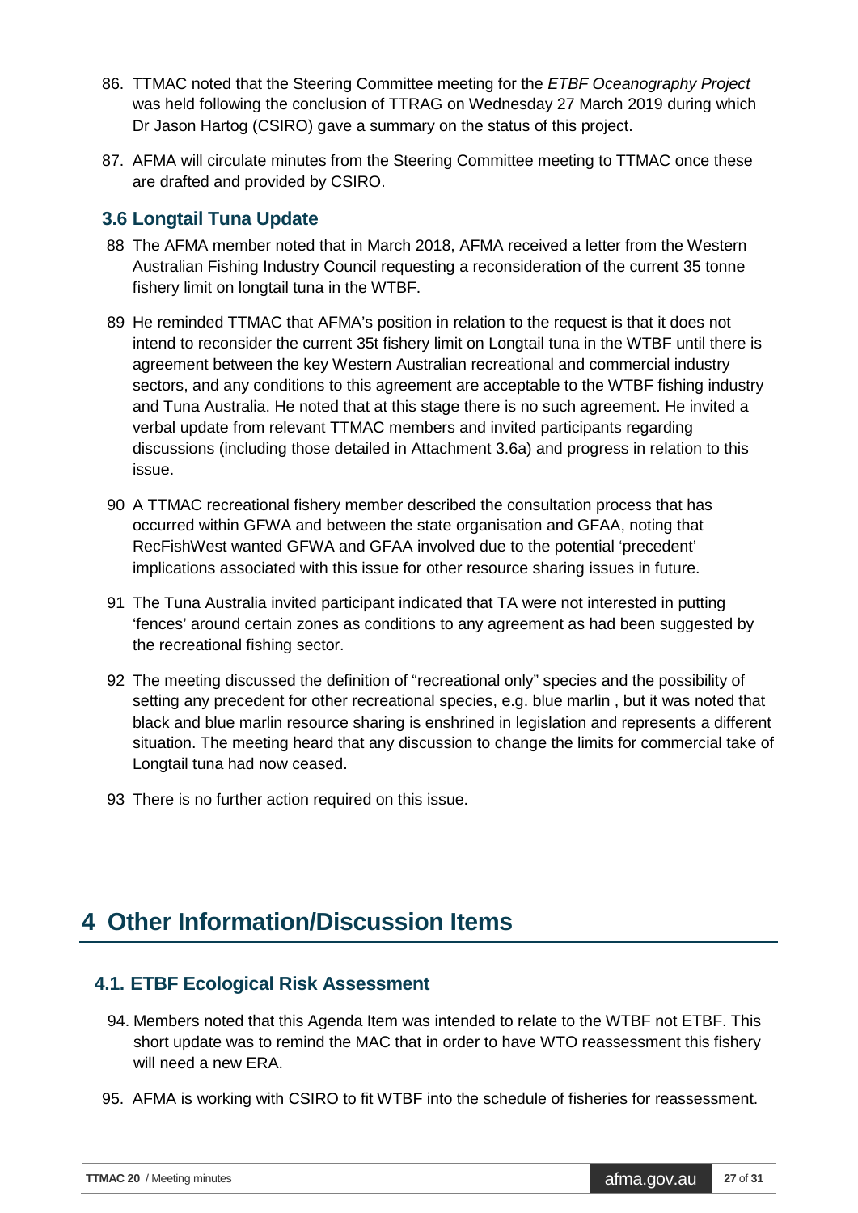86. TTMAC noted that the Steering Committee meeting for the *ETBF Oceanography Project* was held following the conclusion of TTRAG on Wednesday 27 March 2019 during which Dr Jason Hartog (CSIRO) gave a summary on the status of this project.

87. AFMA will circulate minutes from the Steering Committee meeting to TTMAC once these are drafted and provided by CSIRO.

### 3.6 Longtail Tuna Update

88 The AFMA member noted that in March 2018, AFMA received a letter from the Western Australian Fishing Industry Council requesting a reconsideration of the current 35 tonne fishery limit on longtail tuna in the WTBF.

89 He reminded TTMAC that AFMA's position in relation to the request is that it does not intend to reconsider the current 35t fishery limit on Longtail tuna in the WTBF until there is agreement between the key Western Australian recreational and commercial industry sectors, and any conditions to this agreement are acceptable to the WTBF fishing industry and Tuna Australia. He noted that at this stage there is no such agreement. He invited a verbal update from relevant TTMAC members and invited participants regarding discussions (including those detailed in Attachment 3.6a) and progress in relation to this issue.

90 A TTMAC recreational fishery member described the consultation process that has occurred within GFWA and between the state organisation and GFAA, noting that RecFishWest wanted GFWA and GFAA involved due to the potential 'precedent' implications associated with this issue for other resource sharing issues in future.

91 The Tuna Australia invited participant indicated that TA were not interested in putting 'fences' around certain zones as conditions to any agreement as had been suggested by the recreational fishing sector.

92 The meeting discussed the definition of "recreational only" species and the possibility of setting any precedent for other recreational species, e.g. blue marlin , but it was noted that black and blue marlin resource sharing is enshrined in legislation and represents a different situation. The meeting heard that any discussion to change the limits for commercial take of Longtail tuna had now ceased.

93 There is no further action required on this issue.

## 4 Other Information/Discussion Items

### 4.1. ETBF Ecological Risk Assessment

94. Members noted that this Agenda Item was intended to relate to the WTBF not ETBF. This short update was to remind the MAC that in order to have WTO reassessment this fishery will need a new ERA.

95. AFMA is working with CSIRO to fit WTBF into the schedule of fisheries for reassessment.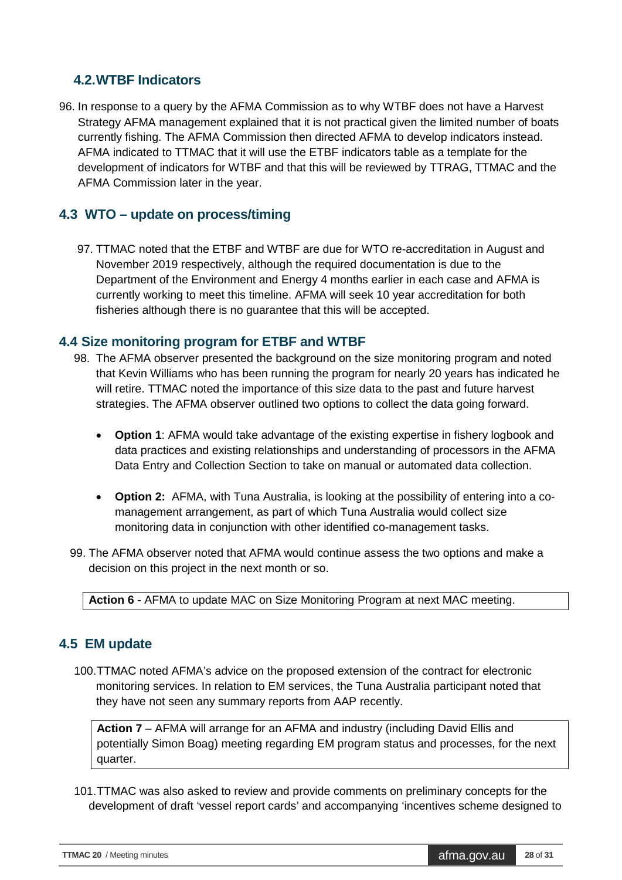## 4.2. WTBF Indicators

96. In response to a query by the AFMA Commission as to why WTBF does not have a Harvest Strategy AFMA management explained that it is not practical given the limited number of boats currently fishing. The AFMA Commission then directed AFMA to develop indicators instead. AFMA indicated to TTMAC that it will use the ETBF indicators table as a template for the development of indicators for WTBF and that this will be reviewed by TTRAG, TTMAC and the AFMA Commission later in the year.

## 4.3 WTO – update on process/timing

97. TTMAC noted that the ETBF and WTBF are due for WTO re-accreditation in August and November 2019 respectively, although the required documentation is due to the Department of the Environment and Energy 4 months earlier in each case and AFMA is currently working to meet this timeline. AFMA will seek 10 year accreditation for both fisheries although there is no guarantee that this will be accepted.

## 4.4 Size monitoring program for ETBF and WTBF

98. The AFMA observer presented the background on the size monitoring program and noted that Kevin Williams who has been running the program for nearly 20 years has indicated he will retire. TTMAC noted the importance of this size data to the past and future harvest strategies. The AFMA observer outlined two options to collect the data going forward.

    - **Option 1**: AFMA would take advantage of the existing expertise in fishery logbook and data practices and existing relationships and understanding of processors in the AFMA Data Entry and Collection Section to take on manual or automated data collection.
    - **Option 2:** AFMA, with Tuna Australia, is looking at the possibility of entering into a co-management arrangement, as part of which Tuna Australia would collect size monitoring data in conjunction with other identified co-management tasks.

99. The AFMA observer noted that AFMA would continue assess the two options and make a decision on this project in the next month or so.

| **Action 6** - AFMA to update MAC on Size Monitoring Program at next MAC meeting. |
|---|

## 4.5 EM update

100. TTMAC noted AFMA's advice on the proposed extension of the contract for electronic monitoring services. In relation to EM services, the Tuna Australia participant noted that they have not seen any summary reports from AAP recently.

| **Action 7** – AFMA will arrange for an AFMA and industry (including David Ellis and potentially Simon Boag) meeting regarding EM program status and processes, for the next quarter. |
|---|

101. TTMAC was also asked to review and provide comments on preliminary concepts for the development of draft 'vessel report cards' and accompanying 'incentives scheme designed to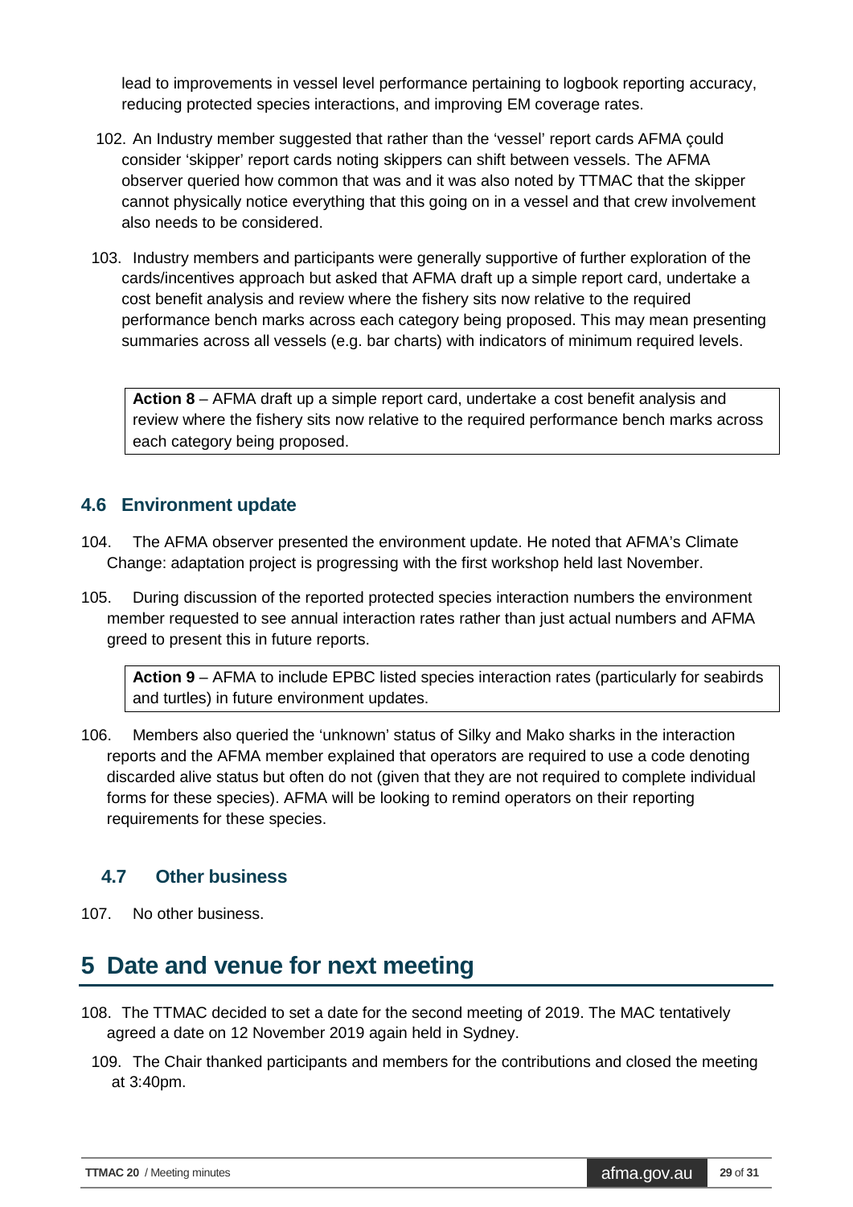lead to improvements in vessel level performance pertaining to logbook reporting accuracy, reducing protected species interactions, and improving EM coverage rates.

102. An Industry member suggested that rather than the 'vessel' report cards AFMA çould consider 'skipper' report cards noting skippers can shift between vessels. The AFMA observer queried how common that was and it was also noted by TTMAC that the skipper cannot physically notice everything that this going on in a vessel and that crew involvement also needs to be considered.

103. Industry members and participants were generally supportive of further exploration of the cards/incentives approach but asked that AFMA draft up a simple report card, undertake a cost benefit analysis and review where the fishery sits now relative to the required performance bench marks across each category being proposed. This may mean presenting summaries across all vessels (e.g. bar charts) with indicators of minimum required levels.

> **Action 8** – AFMA draft up a simple report card, undertake a cost benefit analysis and review where the fishery sits now relative to the required performance bench marks across each category being proposed.

### 4.6 Environment update

104. The AFMA observer presented the environment update. He noted that AFMA's Climate Change: adaptation project is progressing with the first workshop held last November.

105. During discussion of the reported protected species interaction numbers the environment member requested to see annual interaction rates rather than just actual numbers and AFMA greed to present this in future reports.

> **Action 9** – AFMA to include EPBC listed species interaction rates (particularly for seabirds and turtles) in future environment updates.

106. Members also queried the 'unknown' status of Silky and Mako sharks in the interaction reports and the AFMA member explained that operators are required to use a code denoting discarded alive status but often do not (given that they are not required to complete individual forms for these species). AFMA will be looking to remind operators on their reporting requirements for these species.

### 4.7 Other business

107. No other business.

## 5 Date and venue for next meeting

108. The TTMAC decided to set a date for the second meeting of 2019. The MAC tentatively agreed a date on 12 November 2019 again held in Sydney.

109. The Chair thanked participants and members for the contributions and closed the meeting at 3:40pm.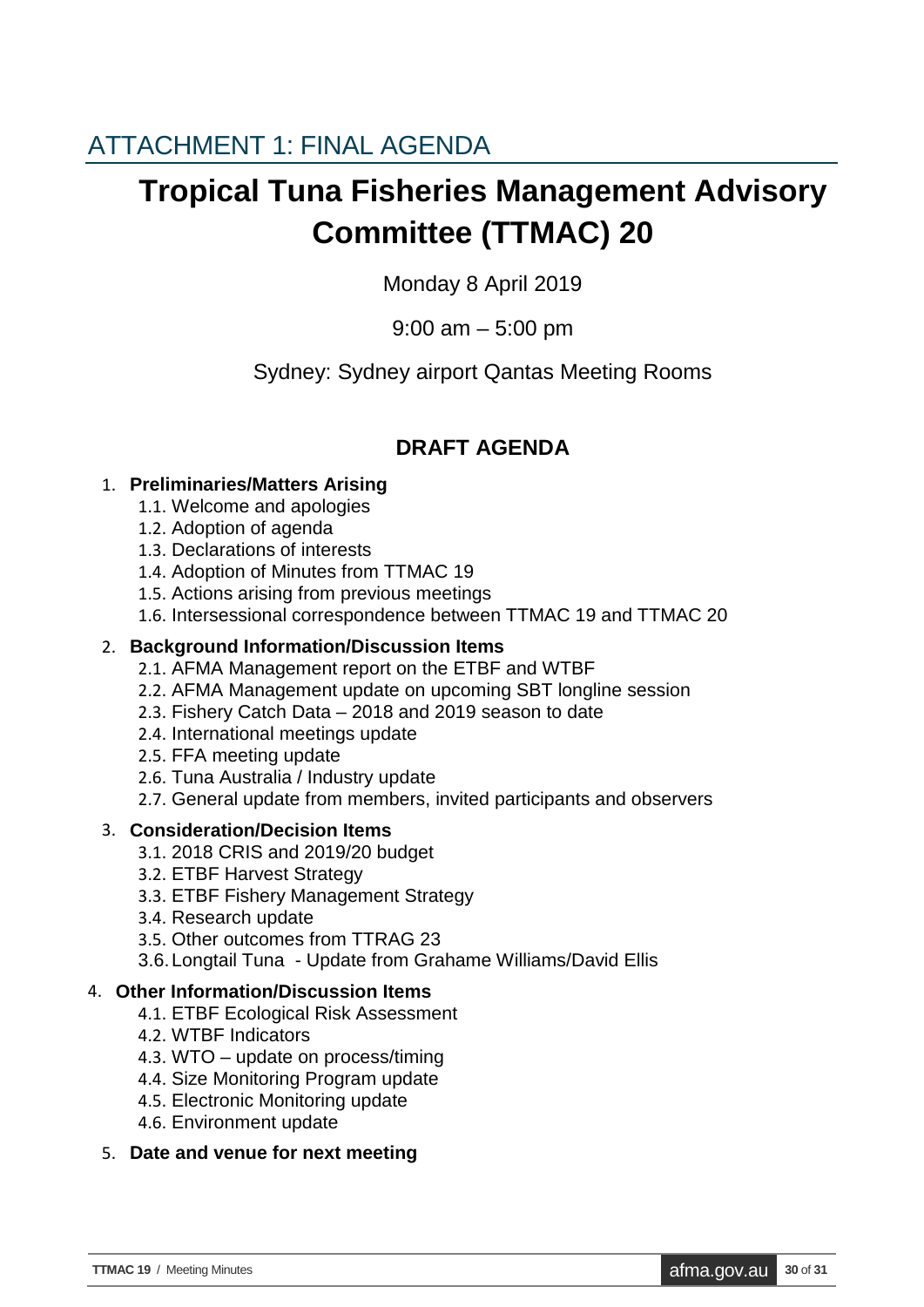## ATTACHMENT 1: FINAL AGENDA

# Tropical Tuna Fisheries Management Advisory Committee (TTMAC) 20

Monday 8 April 2019

9:00 am – 5:00 pm

Sydney: Sydney airport Qantas Meeting Rooms

### DRAFT AGENDA

1. **Preliminaries/Matters Arising**
   - 1.1. Welcome and apologies
   - 1.2. Adoption of agenda
   - 1.3. Declarations of interests
   - 1.4. Adoption of Minutes from TTMAC 19
   - 1.5. Actions arising from previous meetings
   - 1.6. Intersessional correspondence between TTMAC 19 and TTMAC 20
2. **Background Information/Discussion Items**
   - 2.1. AFMA Management report on the ETBF and WTBF
   - 2.2. AFMA Management update on upcoming SBT longline session
   - 2.3. Fishery Catch Data – 2018 and 2019 season to date
   - 2.4. International meetings update
   - 2.5. FFA meeting update
   - 2.6. Tuna Australia / Industry update
   - 2.7. General update from members, invited participants and observers
3. **Consideration/Decision Items**
   - 3.1. 2018 CRIS and 2019/20 budget
   - 3.2. ETBF Harvest Strategy
   - 3.3. ETBF Fishery Management Strategy
   - 3.4. Research update
   - 3.5. Other outcomes from TTRAG 23
   - 3.6. Longtail Tuna - Update from Grahame Williams/David Ellis
4. **Other Information/Discussion Items**
   - 4.1. ETBF Ecological Risk Assessment
   - 4.2. WTBF Indicators
   - 4.3. WTO – update on process/timing
   - 4.4. Size Monitoring Program update
   - 4.5. Electronic Monitoring update
   - 4.6. Environment update
5. **Date and venue for next meeting**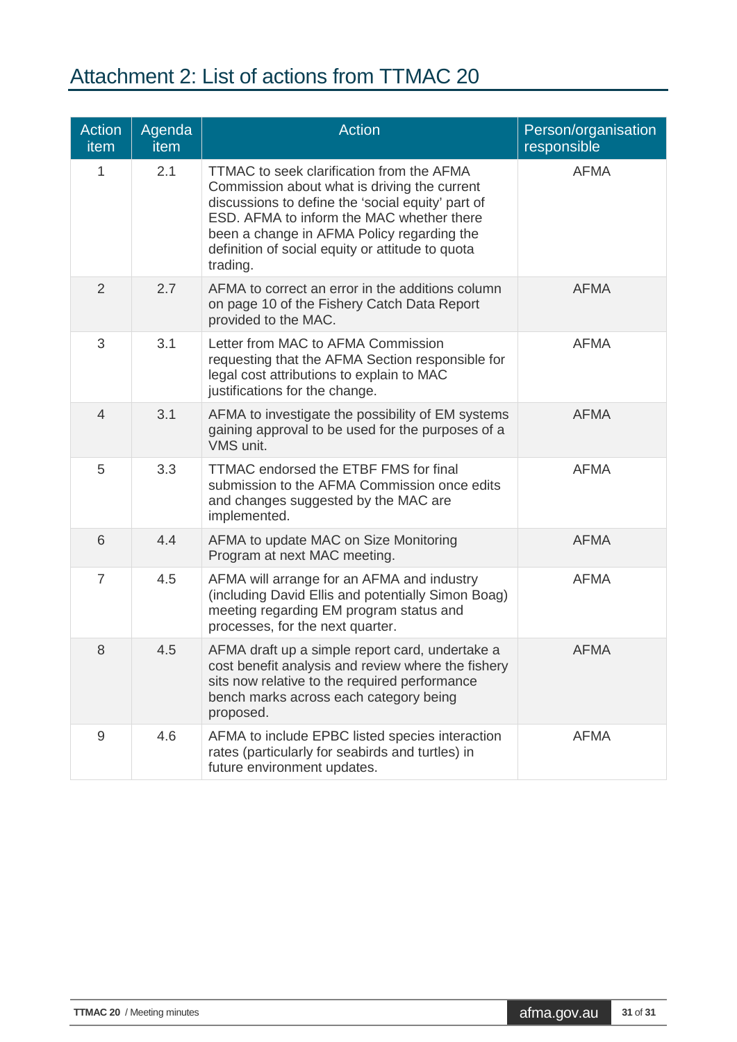# Attachment 2: List of actions from TTMAC 20

| Action item | Agenda item | Action | Person/organisation responsible |
|---|---|---|---|
| 1 | 2.1 | TTMAC to seek clarification from the AFMA Commission about what is driving the current discussions to define the 'social equity' part of ESD. AFMA to inform the MAC whether there been a change in AFMA Policy regarding the definition of social equity or attitude to quota trading. | AFMA |
| 2 | 2.7 | AFMA to correct an error in the additions column on page 10 of the Fishery Catch Data Report provided to the MAC. | AFMA |
| 3 | 3.1 | Letter from MAC to AFMA Commission requesting that the AFMA Section responsible for legal cost attributions to explain to MAC justifications for the change. | AFMA |
| 4 | 3.1 | AFMA to investigate the possibility of EM systems gaining approval to be used for the purposes of a VMS unit. | AFMA |
| 5 | 3.3 | TTMAC endorsed the ETBF FMS for final submission to the AFMA Commission once edits and changes suggested by the MAC are implemented. | AFMA |
| 6 | 4.4 | AFMA to update MAC on Size Monitoring Program at next MAC meeting. | AFMA |
| 7 | 4.5 | AFMA will arrange for an AFMA and industry (including David Ellis and potentially Simon Boag) meeting regarding EM program status and processes, for the next quarter. | AFMA |
| 8 | 4.5 | AFMA draft up a simple report card, undertake a cost benefit analysis and review where the fishery sits now relative to the required performance bench marks across each category being proposed. | AFMA |
| 9 | 4.6 | AFMA to include EPBC listed species interaction rates (particularly for seabirds and turtles) in future environment updates. | AFMA |